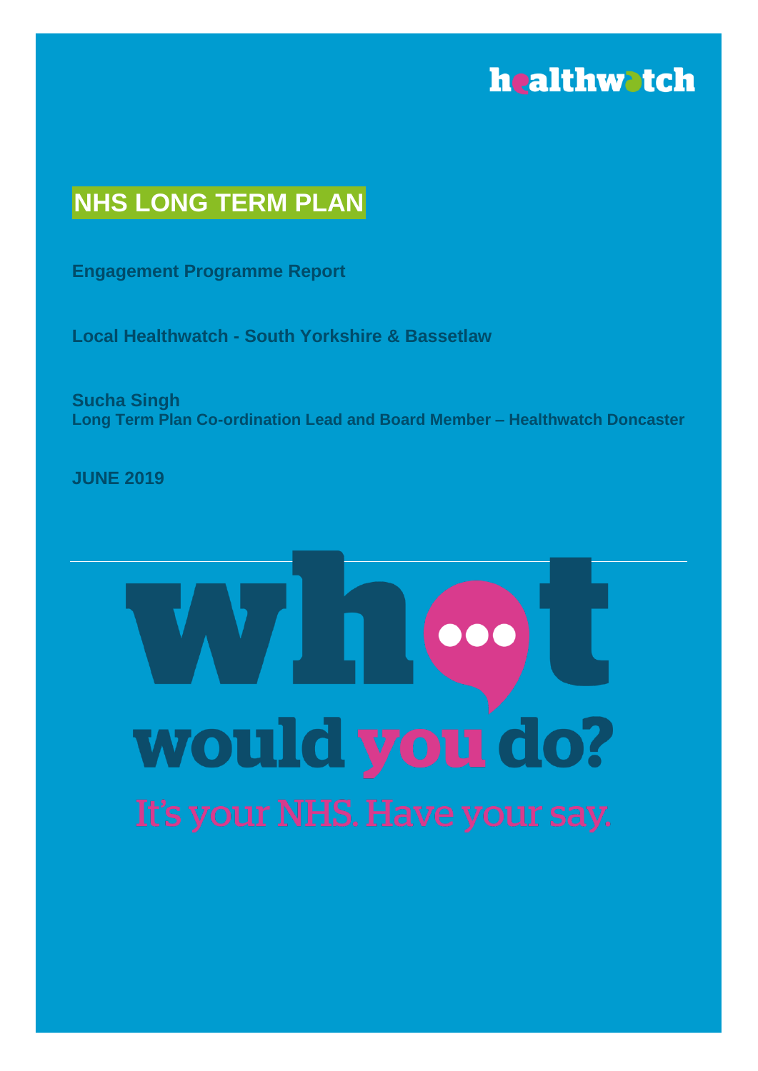healthwatch

# NHS LONG TERM PLAN

**Engagement Programme Report**

**Local Healthwatch - South Yorkshire & Bassetlaw**

**Sucha Singh**
**Long Term Plan Co-ordination Lead and Board Member – Healthwatch Doncaster**

**JUNE 2019**

what would you do?

It's your NHS. Have your say.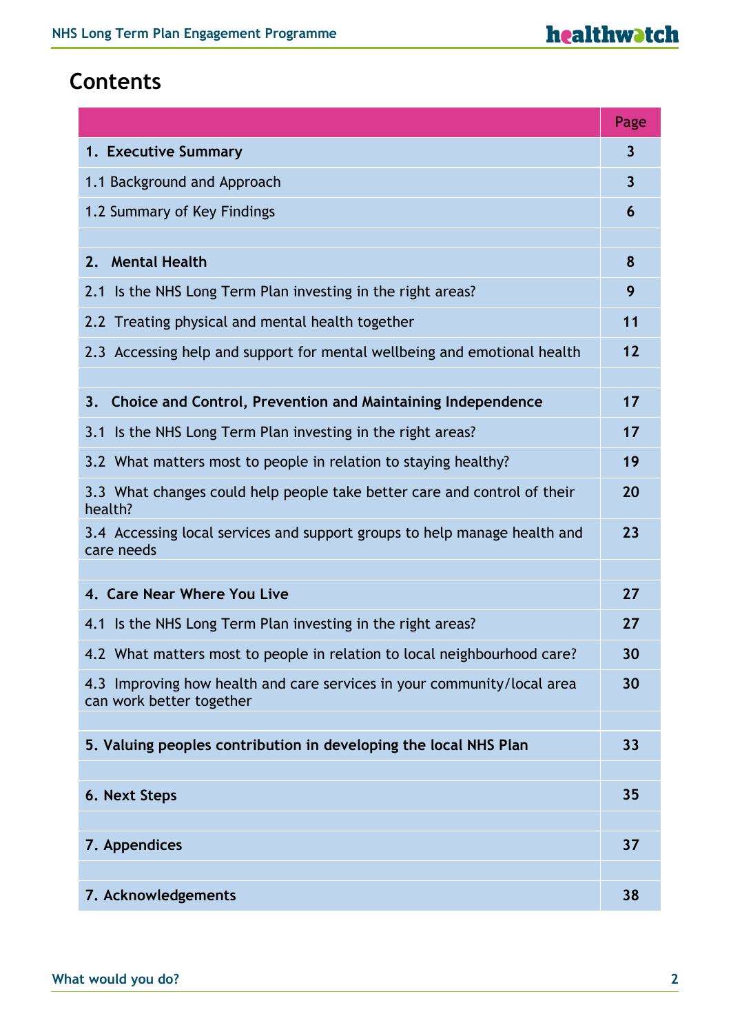# Contents

| | Page |
|---|---|
| **1. Executive Summary** | **3** |
| 1.1 Background and Approach | **3** |
| 1.2 Summary of Key Findings | **6** |
| | |
| **2. Mental Health** | **8** |
| 2.1 Is the NHS Long Term Plan investing in the right areas? | **9** |
| 2.2 Treating physical and mental health together | **11** |
| 2.3 Accessing help and support for mental wellbeing and emotional health | **12** |
| | |
| **3. Choice and Control, Prevention and Maintaining Independence** | **17** |
| 3.1 Is the NHS Long Term Plan investing in the right areas? | **17** |
| 3.2 What matters most to people in relation to staying healthy? | **19** |
| 3.3 What changes could help people take better care and control of their health? | **20** |
| 3.4 Accessing local services and support groups to help manage health and care needs | **23** |
| | |
| **4. Care Near Where You Live** | **27** |
| 4.1 Is the NHS Long Term Plan investing in the right areas? | **27** |
| 4.2 What matters most to people in relation to local neighbourhood care? | **30** |
| 4.3 Improving how health and care services in your community/local area can work better together | **30** |
| | |
| **5. Valuing peoples contribution in developing the local NHS Plan** | **33** |
| | |
| **6. Next Steps** | **35** |
| | |
| **7. Appendices** | **37** |
| | |
| **7. Acknowledgements** | **38** |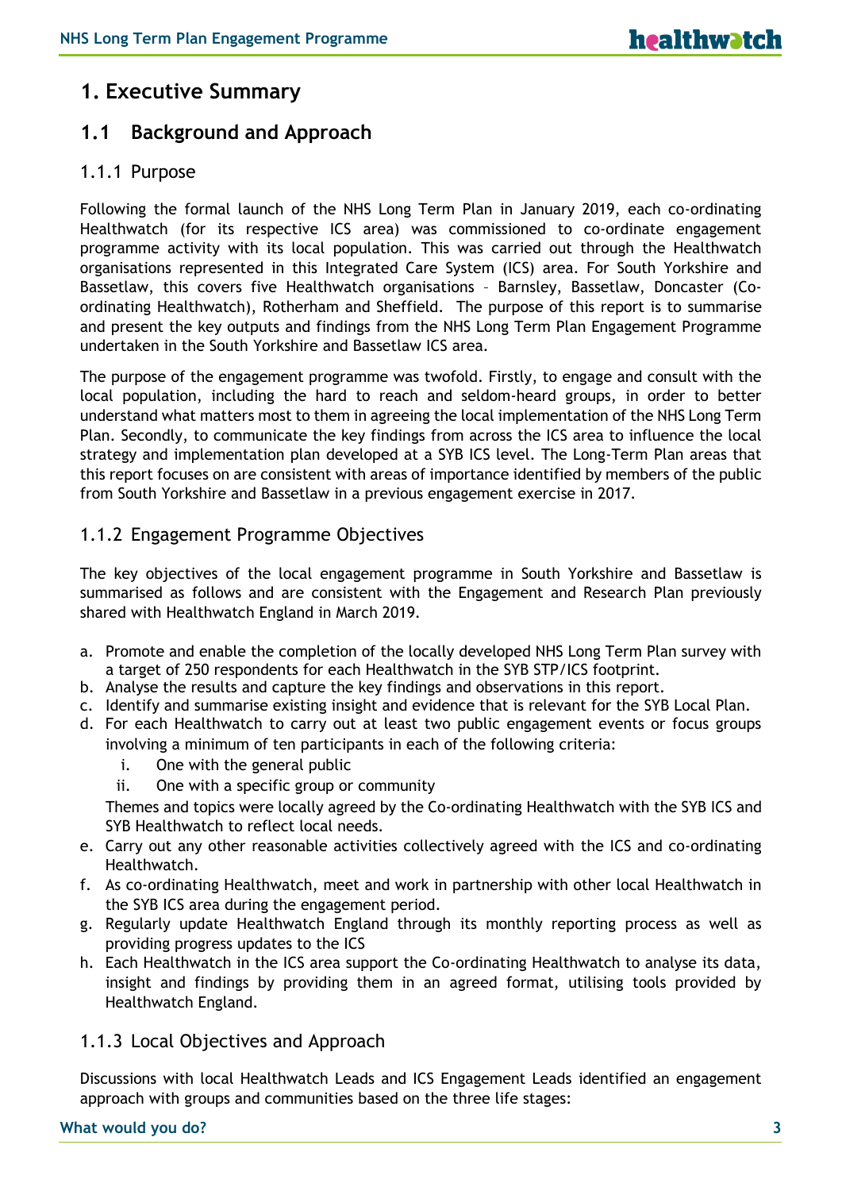# 1. Executive Summary

## 1.1 Background and Approach

### 1.1.1 Purpose

Following the formal launch of the NHS Long Term Plan in January 2019, each co-ordinating Healthwatch (for its respective ICS area) was commissioned to co-ordinate engagement programme activity with its local population. This was carried out through the Healthwatch organisations represented in this Integrated Care System (ICS) area. For South Yorkshire and Bassetlaw, this covers five Healthwatch organisations – Barnsley, Bassetlaw, Doncaster (Co-ordinating Healthwatch), Rotherham and Sheffield. The purpose of this report is to summarise and present the key outputs and findings from the NHS Long Term Plan Engagement Programme undertaken in the South Yorkshire and Bassetlaw ICS area.

The purpose of the engagement programme was twofold. Firstly, to engage and consult with the local population, including the hard to reach and seldom-heard groups, in order to better understand what matters most to them in agreeing the local implementation of the NHS Long Term Plan. Secondly, to communicate the key findings from across the ICS area to influence the local strategy and implementation plan developed at a SYB ICS level. The Long-Term Plan areas that this report focuses on are consistent with areas of importance identified by members of the public from South Yorkshire and Bassetlaw in a previous engagement exercise in 2017.

### 1.1.2 Engagement Programme Objectives

The key objectives of the local engagement programme in South Yorkshire and Bassetlaw is summarised as follows and are consistent with the Engagement and Research Plan previously shared with Healthwatch England in March 2019.

a. Promote and enable the completion of the locally developed NHS Long Term Plan survey with a target of 250 respondents for each Healthwatch in the SYB STP/ICS footprint.
b. Analyse the results and capture the key findings and observations in this report.
c. Identify and summarise existing insight and evidence that is relevant for the SYB Local Plan.
d. For each Healthwatch to carry out at least two public engagement events or focus groups involving a minimum of ten participants in each of the following criteria:
    i. One with the general public
    ii. One with a specific group or community

    Themes and topics were locally agreed by the Co-ordinating Healthwatch with the SYB ICS and SYB Healthwatch to reflect local needs.
e. Carry out any other reasonable activities collectively agreed with the ICS and co-ordinating Healthwatch.
f. As co-ordinating Healthwatch, meet and work in partnership with other local Healthwatch in the SYB ICS area during the engagement period.
g. Regularly update Healthwatch England through its monthly reporting process as well as providing progress updates to the ICS
h. Each Healthwatch in the ICS area support the Co-ordinating Healthwatch to analyse its data, insight and findings by providing them in an agreed format, utilising tools provided by Healthwatch England.

### 1.1.3 Local Objectives and Approach

Discussions with local Healthwatch Leads and ICS Engagement Leads identified an engagement approach with groups and communities based on the three life stages: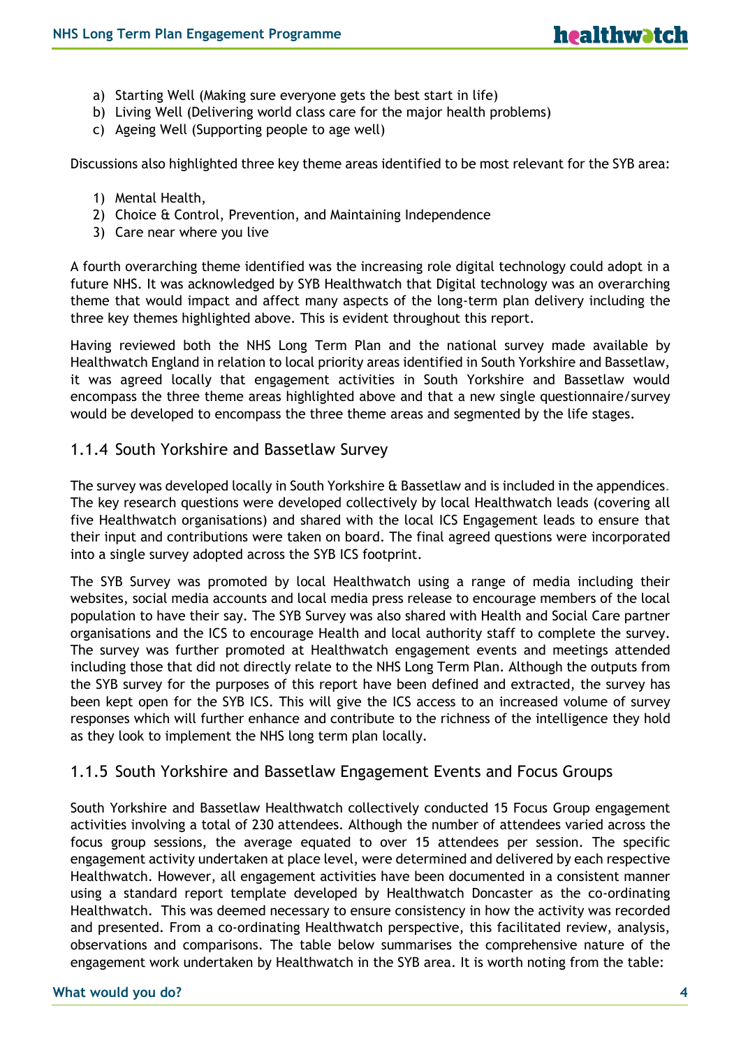a) Starting Well (Making sure everyone gets the best start in life)
b) Living Well (Delivering world class care for the major health problems)
c) Ageing Well (Supporting people to age well)

Discussions also highlighted three key theme areas identified to be most relevant for the SYB area:

1) Mental Health,
2) Choice & Control, Prevention, and Maintaining Independence
3) Care near where you live

A fourth overarching theme identified was the increasing role digital technology could adopt in a future NHS. It was acknowledged by SYB Healthwatch that Digital technology was an overarching theme that would impact and affect many aspects of the long-term plan delivery including the three key themes highlighted above. This is evident throughout this report.

Having reviewed both the NHS Long Term Plan and the national survey made available by Healthwatch England in relation to local priority areas identified in South Yorkshire and Bassetlaw, it was agreed locally that engagement activities in South Yorkshire and Bassetlaw would encompass the three theme areas highlighted above and that a new single questionnaire/survey would be developed to encompass the three theme areas and segmented by the life stages.

### 1.1.4 South Yorkshire and Bassetlaw Survey

The survey was developed locally in South Yorkshire & Bassetlaw and is included in the appendices. The key research questions were developed collectively by local Healthwatch leads (covering all five Healthwatch organisations) and shared with the local ICS Engagement leads to ensure that their input and contributions were taken on board. The final agreed questions were incorporated into a single survey adopted across the SYB ICS footprint.

The SYB Survey was promoted by local Healthwatch using a range of media including their websites, social media accounts and local media press release to encourage members of the local population to have their say. The SYB Survey was also shared with Health and Social Care partner organisations and the ICS to encourage Health and local authority staff to complete the survey. The survey was further promoted at Healthwatch engagement events and meetings attended including those that did not directly relate to the NHS Long Term Plan. Although the outputs from the SYB survey for the purposes of this report have been defined and extracted, the survey has been kept open for the SYB ICS. This will give the ICS access to an increased volume of survey responses which will further enhance and contribute to the richness of the intelligence they hold as they look to implement the NHS long term plan locally.

### 1.1.5 South Yorkshire and Bassetlaw Engagement Events and Focus Groups

South Yorkshire and Bassetlaw Healthwatch collectively conducted 15 Focus Group engagement activities involving a total of 230 attendees. Although the number of attendees varied across the focus group sessions, the average equated to over 15 attendees per session. The specific engagement activity undertaken at place level, were determined and delivered by each respective Healthwatch. However, all engagement activities have been documented in a consistent manner using a standard report template developed by Healthwatch Doncaster as the co-ordinating Healthwatch. This was deemed necessary to ensure consistency in how the activity was recorded and presented. From a co-ordinating Healthwatch perspective, this facilitated review, analysis, observations and comparisons. The table below summarises the comprehensive nature of the engagement work undertaken by Healthwatch in the SYB area. It is worth noting from the table: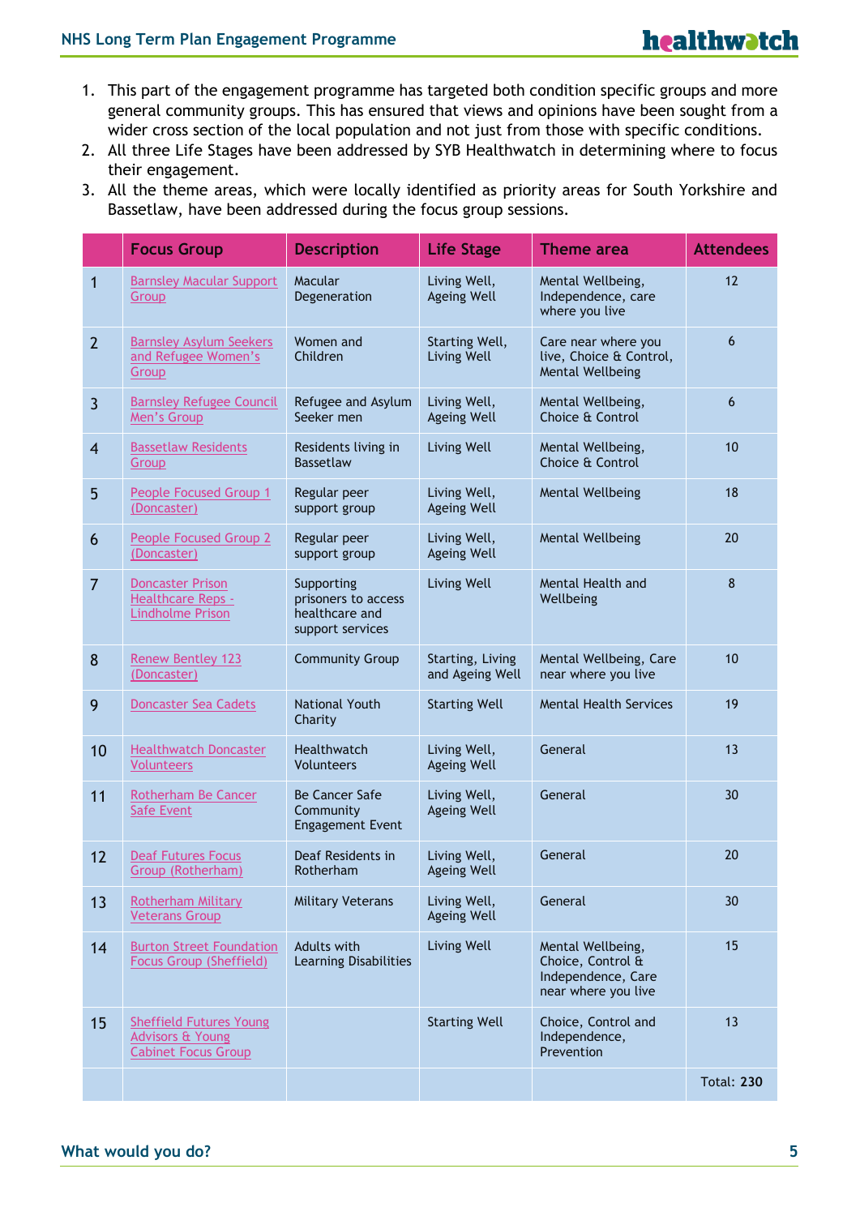1. This part of the engagement programme has targeted both condition specific groups and more general community groups. This has ensured that views and opinions have been sought from a wider cross section of the local population and not just from those with specific conditions.
2. All three Life Stages have been addressed by SYB Healthwatch in determining where to focus their engagement.
3. All the theme areas, which were locally identified as priority areas for South Yorkshire and Bassetlaw, have been addressed during the focus group sessions.

| | Focus Group | Description | Life Stage | Theme area | Attendees |
|---|---|---|---|---|---|
| 1 | Barnsley Macular Support Group | Macular Degeneration | Living Well, Ageing Well | Mental Wellbeing, Independence, care where you live | 12 |
| 2 | Barnsley Asylum Seekers and Refugee Women's Group | Women and Children | Starting Well, Living Well | Care near where you live, Choice & Control, Mental Wellbeing | 6 |
| 3 | Barnsley Refugee Council Men's Group | Refugee and Asylum Seeker men | Living Well, Ageing Well | Mental Wellbeing, Choice & Control | 6 |
| 4 | Bassetlaw Residents Group | Residents living in Bassetlaw | Living Well | Mental Wellbeing, Choice & Control | 10 |
| 5 | People Focused Group 1 (Doncaster) | Regular peer support group | Living Well, Ageing Well | Mental Wellbeing | 18 |
| 6 | People Focused Group 2 (Doncaster) | Regular peer support group | Living Well, Ageing Well | Mental Wellbeing | 20 |
| 7 | Doncaster Prison Healthcare Reps - Lindholme Prison | Supporting prisoners to access healthcare and support services | Living Well | Mental Health and Wellbeing | 8 |
| 8 | Renew Bentley 123 (Doncaster) | Community Group | Starting, Living and Ageing Well | Mental Wellbeing, Care near where you live | 10 |
| 9 | Doncaster Sea Cadets | National Youth Charity | Starting Well | Mental Health Services | 19 |
| 10 | Healthwatch Doncaster Volunteers | Healthwatch Volunteers | Living Well, Ageing Well | General | 13 |
| 11 | Rotherham Be Cancer Safe Event | Be Cancer Safe Community Engagement Event | Living Well, Ageing Well | General | 30 |
| 12 | Deaf Futures Focus Group (Rotherham) | Deaf Residents in Rotherham | Living Well, Ageing Well | General | 20 |
| 13 | Rotherham Military Veterans Group | Military Veterans | Living Well, Ageing Well | General | 30 |
| 14 | Burton Street Foundation Focus Group (Sheffield) | Adults with Learning Disabilities | Living Well | Mental Wellbeing, Choice, Control & Independence, Care near where you live | 15 |
| 15 | Sheffield Futures Young Advisors & Young Cabinet Focus Group | | Starting Well | Choice, Control and Independence, Prevention | 13 |
| | | | | | Total: **230** |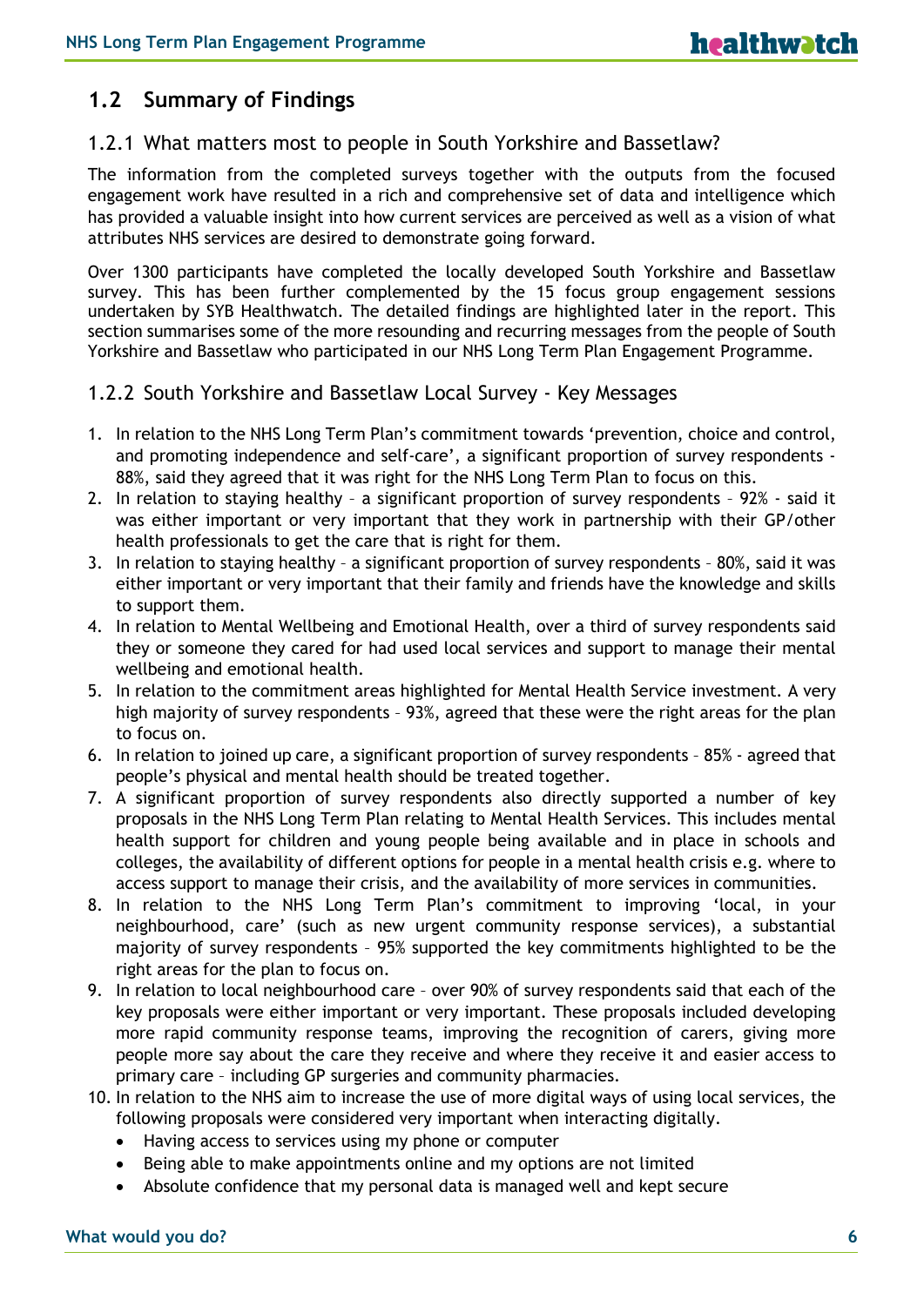## 1.2 Summary of Findings

### 1.2.1 What matters most to people in South Yorkshire and Bassetlaw?

The information from the completed surveys together with the outputs from the focused engagement work have resulted in a rich and comprehensive set of data and intelligence which has provided a valuable insight into how current services are perceived as well as a vision of what attributes NHS services are desired to demonstrate going forward.

Over 1300 participants have completed the locally developed South Yorkshire and Bassetlaw survey. This has been further complemented by the 15 focus group engagement sessions undertaken by SYB Healthwatch. The detailed findings are highlighted later in the report. This section summarises some of the more resounding and recurring messages from the people of South Yorkshire and Bassetlaw who participated in our NHS Long Term Plan Engagement Programme.

### 1.2.2 South Yorkshire and Bassetlaw Local Survey - Key Messages

1. In relation to the NHS Long Term Plan's commitment towards 'prevention, choice and control, and promoting independence and self-care', a significant proportion of survey respondents - 88%, said they agreed that it was right for the NHS Long Term Plan to focus on this.
2. In relation to staying healthy – a significant proportion of survey respondents – 92% - said it was either important or very important that they work in partnership with their GP/other health professionals to get the care that is right for them.
3. In relation to staying healthy – a significant proportion of survey respondents – 80%, said it was either important or very important that their family and friends have the knowledge and skills to support them.
4. In relation to Mental Wellbeing and Emotional Health, over a third of survey respondents said they or someone they cared for had used local services and support to manage their mental wellbeing and emotional health.
5. In relation to the commitment areas highlighted for Mental Health Service investment. A very high majority of survey respondents – 93%, agreed that these were the right areas for the plan to focus on.
6. In relation to joined up care, a significant proportion of survey respondents – 85% - agreed that people's physical and mental health should be treated together.
7. A significant proportion of survey respondents also directly supported a number of key proposals in the NHS Long Term Plan relating to Mental Health Services. This includes mental health support for children and young people being available and in place in schools and colleges, the availability of different options for people in a mental health crisis e.g. where to access support to manage their crisis, and the availability of more services in communities.
8. In relation to the NHS Long Term Plan's commitment to improving 'local, in your neighbourhood, care' (such as new urgent community response services), a substantial majority of survey respondents – 95% supported the key commitments highlighted to be the right areas for the plan to focus on.
9. In relation to local neighbourhood care – over 90% of survey respondents said that each of the key proposals were either important or very important. These proposals included developing more rapid community response teams, improving the recognition of carers, giving more people more say about the care they receive and where they receive it and easier access to primary care – including GP surgeries and community pharmacies.
10. In relation to the NHS aim to increase the use of more digital ways of using local services, the following proposals were considered very important when interacting digitally.
    - Having access to services using my phone or computer
    - Being able to make appointments online and my options are not limited
    - Absolute confidence that my personal data is managed well and kept secure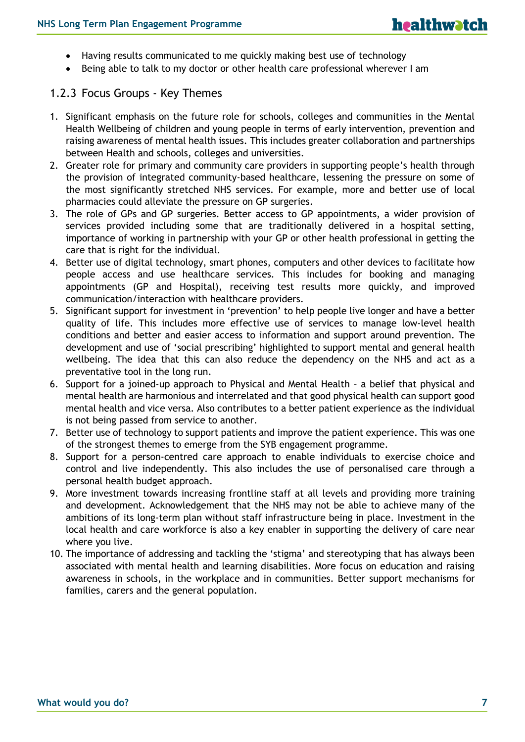- Having results communicated to me quickly making best use of technology
- Being able to talk to my doctor or other health care professional wherever I am

### 1.2.3 Focus Groups - Key Themes

1. Significant emphasis on the future role for schools, colleges and communities in the Mental Health Wellbeing of children and young people in terms of early intervention, prevention and raising awareness of mental health issues. This includes greater collaboration and partnerships between Health and schools, colleges and universities.
2. Greater role for primary and community care providers in supporting people's health through the provision of integrated community-based healthcare, lessening the pressure on some of the most significantly stretched NHS services. For example, more and better use of local pharmacies could alleviate the pressure on GP surgeries.
3. The role of GPs and GP surgeries. Better access to GP appointments, a wider provision of services provided including some that are traditionally delivered in a hospital setting, importance of working in partnership with your GP or other health professional in getting the care that is right for the individual.
4. Better use of digital technology, smart phones, computers and other devices to facilitate how people access and use healthcare services. This includes for booking and managing appointments (GP and Hospital), receiving test results more quickly, and improved communication/interaction with healthcare providers.
5. Significant support for investment in 'prevention' to help people live longer and have a better quality of life. This includes more effective use of services to manage low-level health conditions and better and easier access to information and support around prevention. The development and use of 'social prescribing' highlighted to support mental and general health wellbeing. The idea that this can also reduce the dependency on the NHS and act as a preventative tool in the long run.
6. Support for a joined-up approach to Physical and Mental Health – a belief that physical and mental health are harmonious and interrelated and that good physical health can support good mental health and vice versa. Also contributes to a better patient experience as the individual is not being passed from service to another.
7. Better use of technology to support patients and improve the patient experience. This was one of the strongest themes to emerge from the SYB engagement programme.
8. Support for a person-centred care approach to enable individuals to exercise choice and control and live independently. This also includes the use of personalised care through a personal health budget approach.
9. More investment towards increasing frontline staff at all levels and providing more training and development. Acknowledgement that the NHS may not be able to achieve many of the ambitions of its long-term plan without staff infrastructure being in place. Investment in the local health and care workforce is also a key enabler in supporting the delivery of care near where you live.
10. The importance of addressing and tackling the 'stigma' and stereotyping that has always been associated with mental health and learning disabilities. More focus on education and raising awareness in schools, in the workplace and in communities. Better support mechanisms for families, carers and the general population.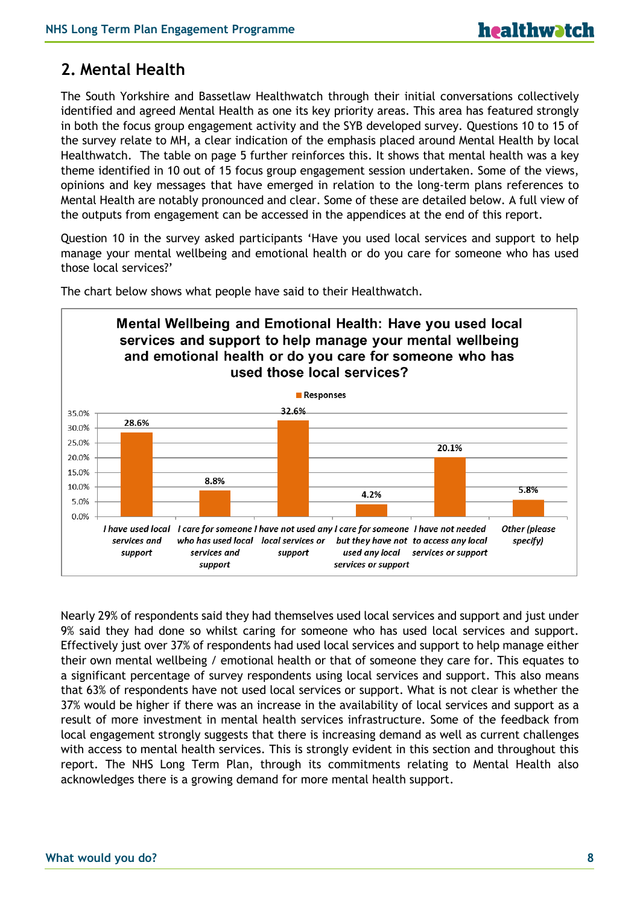## 2. Mental Health

The South Yorkshire and Bassetlaw Healthwatch through their initial conversations collectively identified and agreed Mental Health as one its key priority areas. This area has featured strongly in both the focus group engagement activity and the SYB developed survey. Questions 10 to 15 of the survey relate to MH, a clear indication of the emphasis placed around Mental Health by local Healthwatch. The table on page 5 further reinforces this. It shows that mental health was a key theme identified in 10 out of 15 focus group engagement session undertaken. Some of the views, opinions and key messages that have emerged in relation to the long-term plans references to Mental Health are notably pronounced and clear. Some of these are detailed below. A full view of the outputs from engagement can be accessed in the appendices at the end of this report.

Question 10 in the survey asked participants 'Have you used local services and support to help manage your mental wellbeing and emotional health or do you care for someone who has used those local services?'

The chart below shows what people have said to their Healthwatch.

**Mental Wellbeing and Emotional Health: Have you used local services and support to help manage your mental wellbeing and emotional health or do you care for someone who has used those local services?**

Responses

35.0%
30.0%
25.0%
20.0%
15.0%
10.0%
5.0%
0.0%

28.6% — I have used local services and support
8.8% — I care for someone who has used local services and support
32.6% — I have not used any local services or support
4.2% — I care for someone but they have not used any local services or support
20.1% — I have not needed to access any local services or support
5.8% — Other (please specify)

Nearly 29% of respondents said they had themselves used local services and support and just under 9% said they had done so whilst caring for someone who has used local services and support. Effectively just over 37% of respondents had used local services and support to help manage either their own mental wellbeing / emotional health or that of someone they care for. This equates to a significant percentage of survey respondents using local services and support. This also means that 63% of respondents have not used local services or support. What is not clear is whether the 37% would be higher if there was an increase in the availability of local services and support as a result of more investment in mental health services infrastructure. Some of the feedback from local engagement strongly suggests that there is increasing demand as well as current challenges with access to mental health services. This is strongly evident in this section and throughout this report. The NHS Long Term Plan, through its commitments relating to Mental Health also acknowledges there is a growing demand for more mental health support.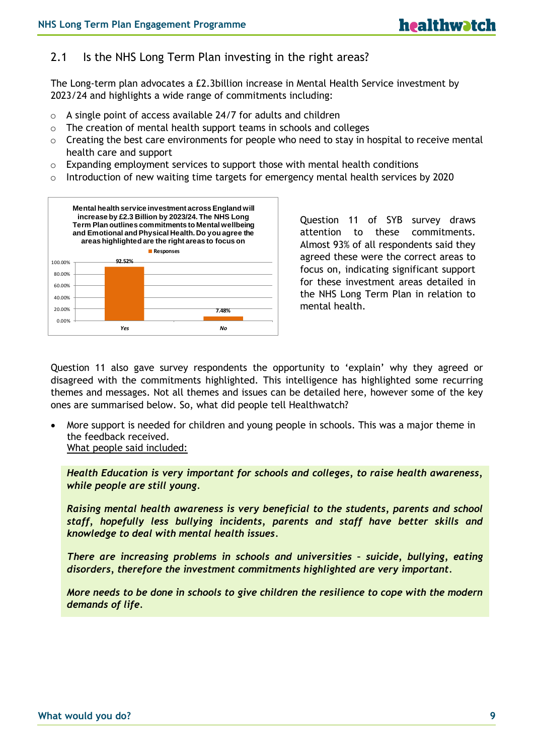## 2.1 Is the NHS Long Term Plan investing in the right areas?

The Long-term plan advocates a £2.3billion increase in Mental Health Service investment by 2023/24 and highlights a wide range of commitments including:

- A single point of access available 24/7 for adults and children
- The creation of mental health support teams in schools and colleges
- Creating the best care environments for people who need to stay in hospital to receive mental health care and support
- Expanding employment services to support those with mental health conditions
- Introduction of new waiting time targets for emergency mental health services by 2020

Mental health service investment across England will increase by £2.3 Billion by 2023/24. The NHS Long Term Plan outlines commitments to Mental wellbeing and Emotional and Physical Health. Do you agree the areas highlighted are the right areas to focus on

Responses

100.00%
80.00%
60.00%
40.00%
20.00%
0.00%

92.52%
7.48%

Yes
No

Question 11 of SYB survey draws attention to these commitments. Almost 93% of all respondents said they agreed these were the correct areas to focus on, indicating significant support for these investment areas detailed in the NHS Long Term Plan in relation to mental health.

Question 11 also gave survey respondents the opportunity to 'explain' why they agreed or disagreed with the commitments highlighted. This intelligence has highlighted some recurring themes and messages. Not all themes and issues can be detailed here, however some of the key ones are summarised below. So, what did people tell Healthwatch?

- More support is needed for children and young people in schools. This was a major theme in the feedback received.
  What people said included:

> ***Health Education is very important for schools and colleges, to raise health awareness, while people are still young.***
>
> ***Raising mental health awareness is very beneficial to the students, parents and school staff, hopefully less bullying incidents, parents and staff have better skills and knowledge to deal with mental health issues.***
>
> ***There are increasing problems in schools and universities – suicide, bullying, eating disorders, therefore the investment commitments highlighted are very important.***
>
> ***More needs to be done in schools to give children the resilience to cope with the modern demands of life.***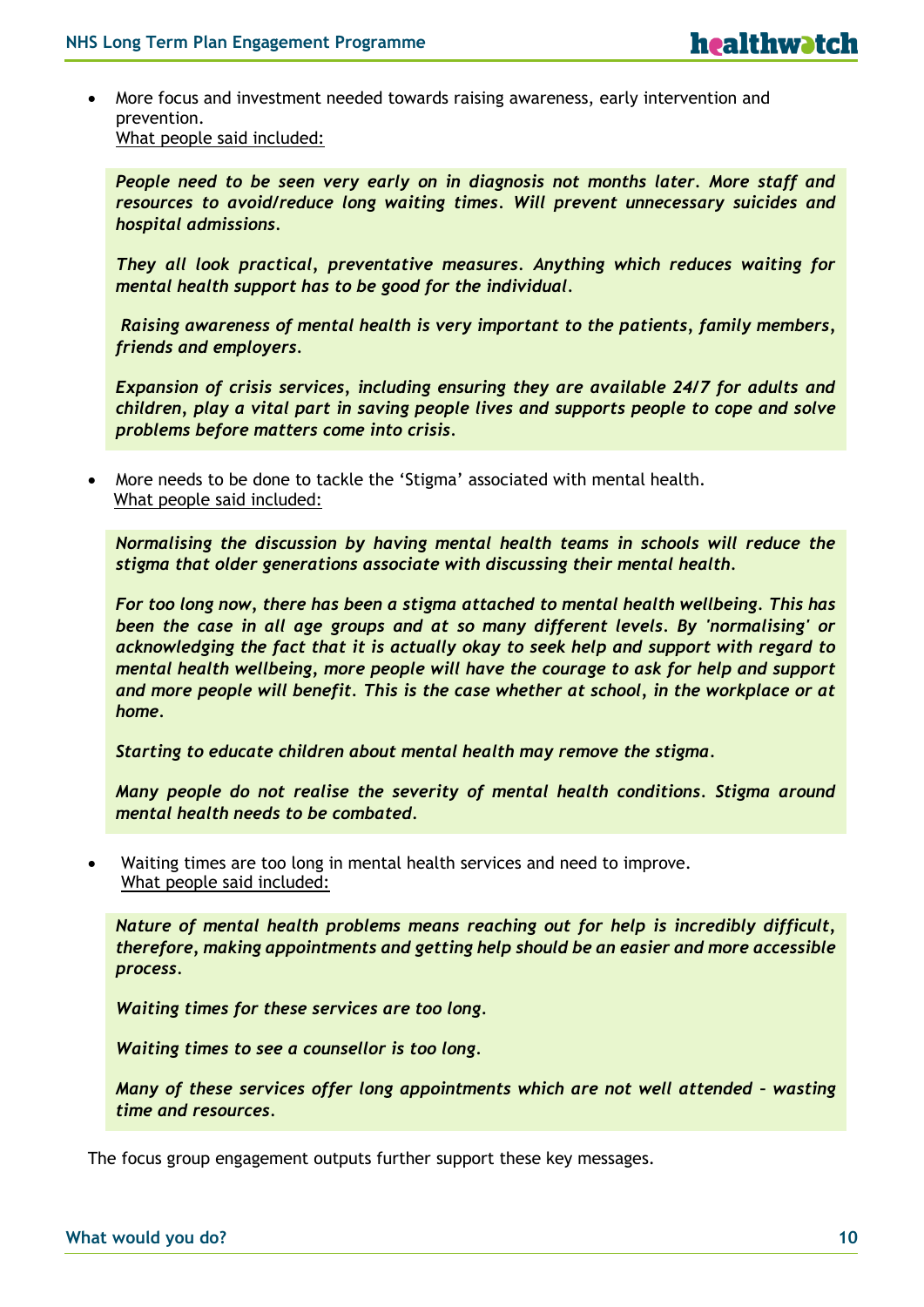- More focus and investment needed towards raising awareness, early intervention and prevention.
  <u>What people said included:</u>

> ***People need to be seen very early on in diagnosis not months later. More staff and resources to avoid/reduce long waiting times. Will prevent unnecessary suicides and hospital admissions.***
>
> ***They all look practical, preventative measures. Anything which reduces waiting for mental health support has to be good for the individual.***
>
> ***Raising awareness of mental health is very important to the patients, family members, friends and employers.***
>
> ***Expansion of crisis services, including ensuring they are available 24/7 for adults and children, play a vital part in saving people lives and supports people to cope and solve problems before matters come into crisis.***

- More needs to be done to tackle the 'Stigma' associated with mental health.
  <u>What people said included:</u>

> ***Normalising the discussion by having mental health teams in schools will reduce the stigma that older generations associate with discussing their mental health.***
>
> ***For too long now, there has been a stigma attached to mental health wellbeing. This has been the case in all age groups and at so many different levels. By 'normalising' or acknowledging the fact that it is actually okay to seek help and support with regard to mental health wellbeing, more people will have the courage to ask for help and support and more people will benefit. This is the case whether at school, in the workplace or at home.***
>
> ***Starting to educate children about mental health may remove the stigma.***
>
> ***Many people do not realise the severity of mental health conditions. Stigma around mental health needs to be combated.***

- Waiting times are too long in mental health services and need to improve.
  <u>What people said included:</u>

> ***Nature of mental health problems means reaching out for help is incredibly difficult, therefore, making appointments and getting help should be an easier and more accessible process.***
>
> ***Waiting times for these services are too long.***
>
> ***Waiting times to see a counsellor is too long.***
>
> ***Many of these services offer long appointments which are not well attended – wasting time and resources.***

The focus group engagement outputs further support these key messages.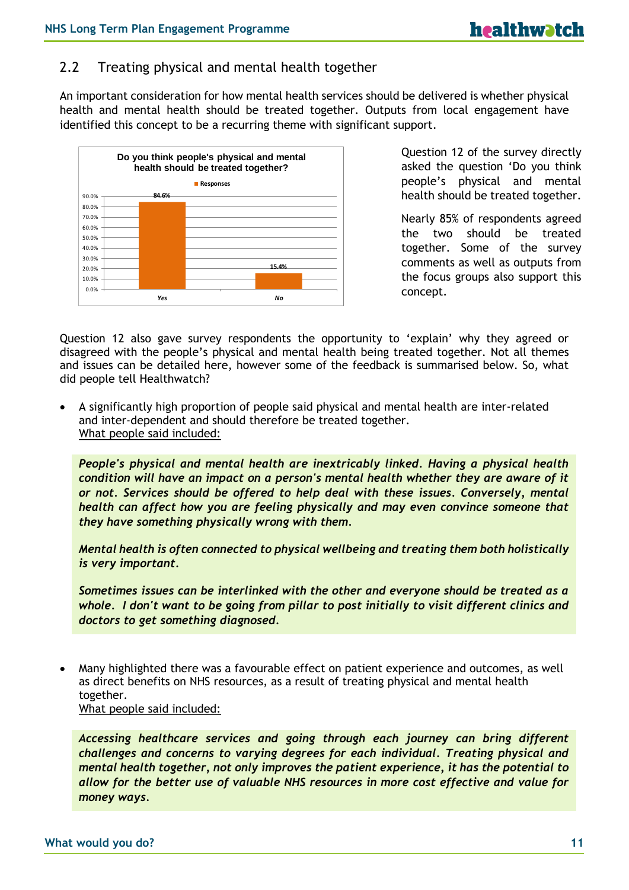## 2.2 Treating physical and mental health together

An important consideration for how mental health services should be delivered is whether physical health and mental health should be treated together. Outputs from local engagement have identified this concept to be a recurring theme with significant support.

Do you think people's physical and mental health should be treated together?

Responses

90.0%
80.0%
70.0%
60.0%
50.0%
40.0%
30.0%
20.0%
10.0%
0.0%

84.6%
15.4%

Yes
No

Question 12 of the survey directly asked the question 'Do you think people's physical and mental health should be treated together.

Nearly 85% of respondents agreed the two should be treated together. Some of the survey comments as well as outputs from the focus groups also support this concept.

Question 12 also gave survey respondents the opportunity to 'explain' why they agreed or disagreed with the people's physical and mental health being treated together. Not all themes and issues can be detailed here, however some of the feedback is summarised below. So, what did people tell Healthwatch?

- A significantly high proportion of people said physical and mental health are inter-related and inter-dependent and should therefore be treated together.
  What people said included:

***People's physical and mental health are inextricably linked. Having a physical health condition will have an impact on a person's mental health whether they are aware of it or not. Services should be offered to help deal with these issues. Conversely, mental health can affect how you are feeling physically and may even convince someone that they have something physically wrong with them.***

***Mental health is often connected to physical wellbeing and treating them both holistically is very important.***

***Sometimes issues can be interlinked with the other and everyone should be treated as a whole. I don't want to be going from pillar to post initially to visit different clinics and doctors to get something diagnosed.***

- Many highlighted there was a favourable effect on patient experience and outcomes, as well as direct benefits on NHS resources, as a result of treating physical and mental health together.
  What people said included:

***Accessing healthcare services and going through each journey can bring different challenges and concerns to varying degrees for each individual. Treating physical and mental health together, not only improves the patient experience, it has the potential to allow for the better use of valuable NHS resources in more cost effective and value for money ways.***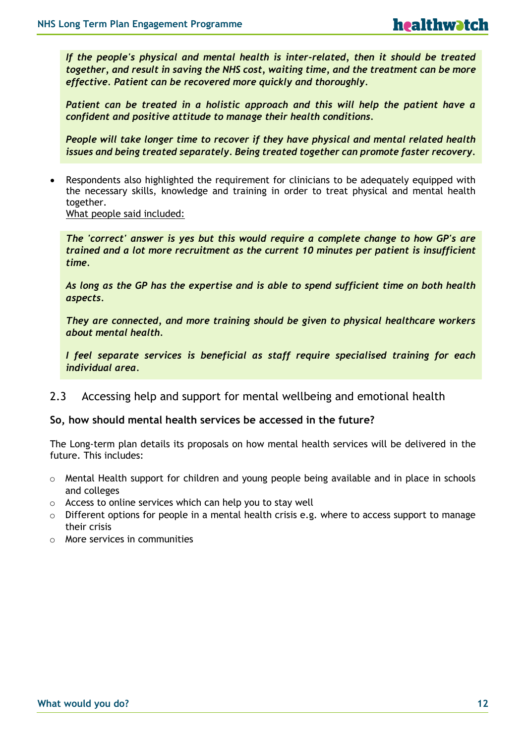*If the people's physical and mental health is inter-related, then it should be treated together, and result in saving the NHS cost, waiting time, and the treatment can be more effective. Patient can be recovered more quickly and thoroughly.*

*Patient can be treated in a holistic approach and this will help the patient have a confident and positive attitude to manage their health conditions.*

*People will take longer time to recover if they have physical and mental related health issues and being treated separately. Being treated together can promote faster recovery.*

- Respondents also highlighted the requirement for clinicians to be adequately equipped with the necessary skills, knowledge and training in order to treat physical and mental health together.
  What people said included:

*The 'correct' answer is yes but this would require a complete change to how GP's are trained and a lot more recruitment as the current 10 minutes per patient is insufficient time.*

*As long as the GP has the expertise and is able to spend sufficient time on both health aspects.*

*They are connected, and more training should be given to physical healthcare workers about mental health.*

*I feel separate services is beneficial as staff require specialised training for each individual area.*

## 2.3 Accessing help and support for mental wellbeing and emotional health

**So, how should mental health services be accessed in the future?**

The Long-term plan details its proposals on how mental health services will be delivered in the future. This includes:

- Mental Health support for children and young people being available and in place in schools and colleges
- Access to online services which can help you to stay well
- Different options for people in a mental health crisis e.g. where to access support to manage their crisis
- More services in communities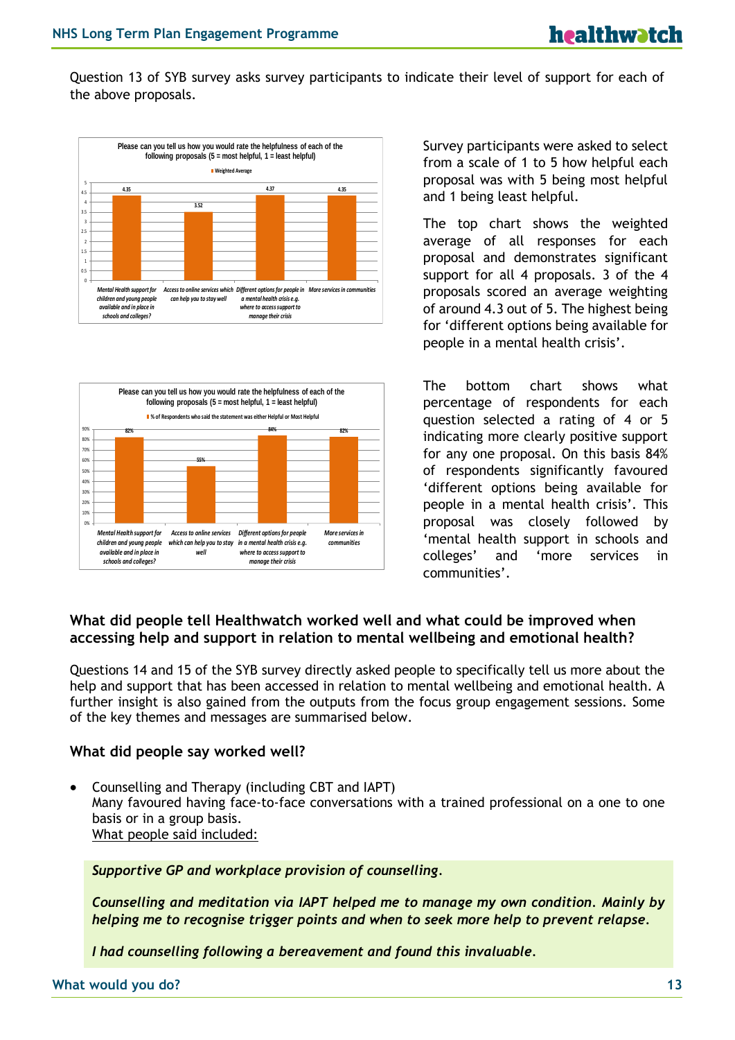Question 13 of SYB survey asks survey participants to indicate their level of support for each of the above proposals.

Please can you tell us how you would rate the helpfulness of each of the following proposals (5 = most helpful, 1 = least helpful)

Weighted Average

5
4.5
4
3.5
3
2.5
2
1.5
1
0.5
0

4.35
3.52
4.37
4.35

Mental Health support for children and young people available and in place in schools and colleges?
Access to online services which can help you to stay well
Different options for people in a mental health crisis e.g. where to access support to manage their crisis
More services in communities

Survey participants were asked to select from a scale of 1 to 5 how helpful each proposal was with 5 being most helpful and 1 being least helpful.

The top chart shows the weighted average of all responses for each proposal and demonstrates significant support for all 4 proposals. 3 of the 4 proposals scored an average weighting of around 4.3 out of 5. The highest being for 'different options being available for people in a mental health crisis'.

Please can you tell us how you would rate the helpfulness of each of the following proposals (5 = most helpful, 1 = least helpful)

% of Respondents who said the statement was either Helpful or Most Helpful

90%
80%
70%
60%
50%
40%
30%
20%
10%
0%

82%
55%
84%
82%

Mental Health support for children and young people available and in place in schools and colleges?
Access to online services which can help you to stay well
Different options for people in a mental health crisis e.g. where to access support to manage their crisis
More services in communities

The bottom chart shows what percentage of respondents for each question selected a rating of 4 or 5 indicating more clearly positive support for any one proposal. On this basis 84% of respondents significantly favoured 'different options being available for people in a mental health crisis'. This proposal was closely followed by 'mental health support in schools and colleges' and 'more services in communities'.

### What did people tell Healthwatch worked well and what could be improved when accessing help and support in relation to mental wellbeing and emotional health?

Questions 14 and 15 of the SYB survey directly asked people to specifically tell us more about the help and support that has been accessed in relation to mental wellbeing and emotional health. A further insight is also gained from the outputs from the focus group engagement sessions. Some of the key themes and messages are summarised below.

### What did people say worked well?

- Counselling and Therapy (including CBT and IAPT)
  Many favoured having face-to-face conversations with a trained professional on a one to one basis or in a group basis.
  What people said included:

*Supportive GP and workplace provision of counselling.*

*Counselling and meditation via IAPT helped me to manage my own condition. Mainly by helping me to recognise trigger points and when to seek more help to prevent relapse.*

*I had counselling following a bereavement and found this invaluable.*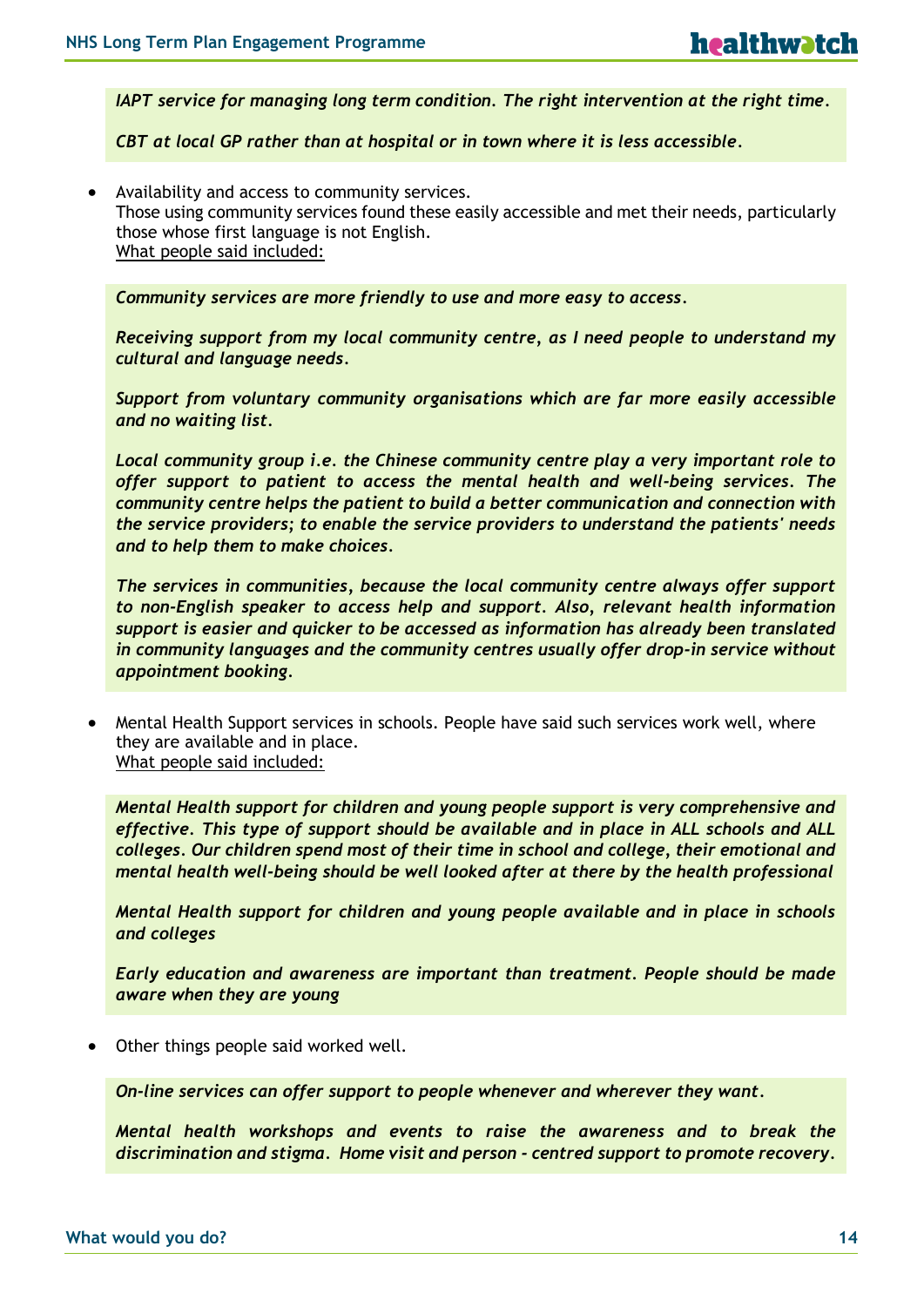***IAPT service for managing long term condition. The right intervention at the right time.***

***CBT at local GP rather than at hospital or in town where it is less accessible.***

- Availability and access to community services.
  Those using community services found these easily accessible and met their needs, particularly those whose first language is not English.
  What people said included:

***Community services are more friendly to use and more easy to access.***

***Receiving support from my local community centre, as I need people to understand my cultural and language needs.***

***Support from voluntary community organisations which are far more easily accessible and no waiting list.***

***Local community group i.e. the Chinese community centre play a very important role to offer support to patient to access the mental health and well-being services. The community centre helps the patient to build a better communication and connection with the service providers; to enable the service providers to understand the patients' needs and to help them to make choices.***

***The services in communities, because the local community centre always offer support to non-English speaker to access help and support. Also, relevant health information support is easier and quicker to be accessed as information has already been translated in community languages and the community centres usually offer drop-in service without appointment booking.***

- Mental Health Support services in schools. People have said such services work well, where they are available and in place.
  What people said included:

***Mental Health support for children and young people support is very comprehensive and effective. This type of support should be available and in place in ALL schools and ALL colleges. Our children spend most of their time in school and college, their emotional and mental health well-being should be well looked after at there by the health professional***

***Mental Health support for children and young people available and in place in schools and colleges***

***Early education and awareness are important than treatment. People should be made aware when they are young***

- Other things people said worked well.

***On-line services can offer support to people whenever and wherever they want.***

***Mental health workshops and events to raise the awareness and to break the discrimination and stigma. Home visit and person - centred support to promote recovery.***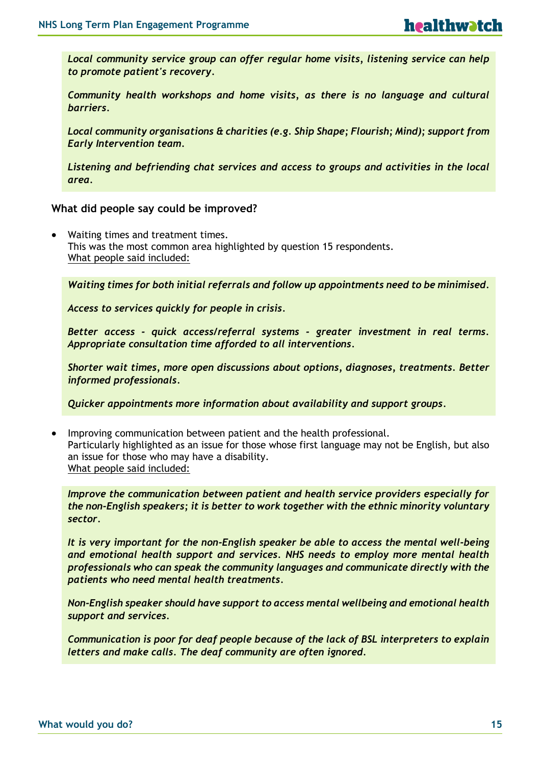*Local community service group can offer regular home visits, listening service can help to promote patient's recovery.*

*Community health workshops and home visits, as there is no language and cultural barriers.*

*Local community organisations & charities (e.g. Ship Shape; Flourish; Mind); support from Early Intervention team.*

*Listening and befriending chat services and access to groups and activities in the local area.*

### What did people say could be improved?

- Waiting times and treatment times.
  This was the most common area highlighted by question 15 respondents.
  What people said included:

*Waiting times for both initial referrals and follow up appointments need to be minimised.*

*Access to services quickly for people in crisis.*

*Better access - quick access/referral systems - greater investment in real terms. Appropriate consultation time afforded to all interventions.*

*Shorter wait times, more open discussions about options, diagnoses, treatments. Better informed professionals.*

*Quicker appointments more information about availability and support groups.*

- Improving communication between patient and the health professional.
  Particularly highlighted as an issue for those whose first language may not be English, but also an issue for those who may have a disability.
  What people said included:

*Improve the communication between patient and health service providers especially for the non-English speakers; it is better to work together with the ethnic minority voluntary sector.*

*It is very important for the non-English speaker be able to access the mental well-being and emotional health support and services. NHS needs to employ more mental health professionals who can speak the community languages and communicate directly with the patients who need mental health treatments.*

*Non-English speaker should have support to access mental wellbeing and emotional health support and services.*

*Communication is poor for deaf people because of the lack of BSL interpreters to explain letters and make calls. The deaf community are often ignored.*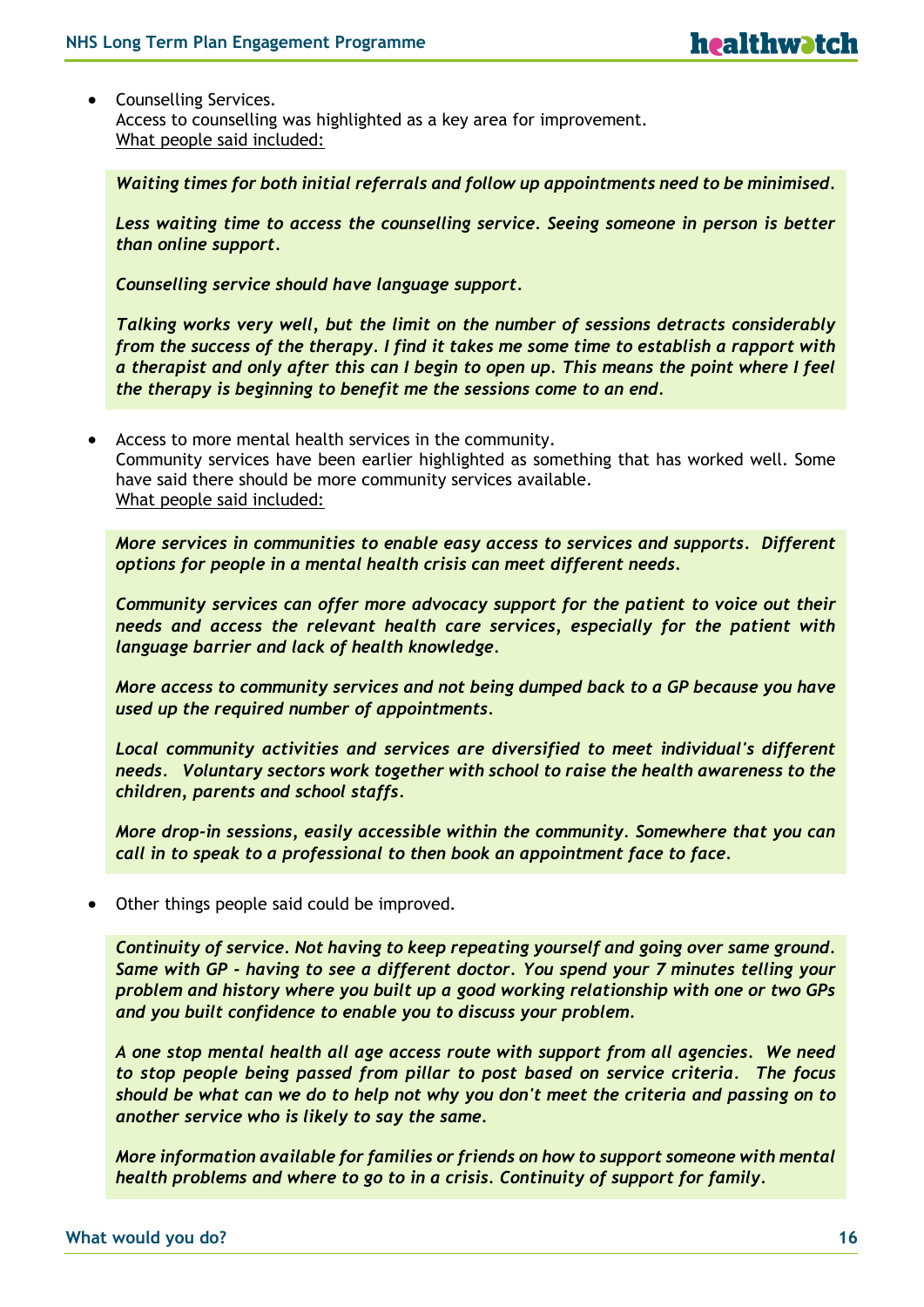- Counselling Services.
  Access to counselling was highlighted as a key area for improvement.
  What people said included:

> ***Waiting times for both initial referrals and follow up appointments need to be minimised.***
>
> ***Less waiting time to access the counselling service. Seeing someone in person is better than online support.***
>
> ***Counselling service should have language support.***
>
> ***Talking works very well, but the limit on the number of sessions detracts considerably from the success of the therapy. I find it takes me some time to establish a rapport with a therapist and only after this can I begin to open up. This means the point where I feel the therapy is beginning to benefit me the sessions come to an end.***

- Access to more mental health services in the community.
  Community services have been earlier highlighted as something that has worked well. Some have said there should be more community services available.
  What people said included:

> ***More services in communities to enable easy access to services and supports. Different options for people in a mental health crisis can meet different needs.***
>
> ***Community services can offer more advocacy support for the patient to voice out their needs and access the relevant health care services, especially for the patient with language barrier and lack of health knowledge.***
>
> ***More access to community services and not being dumped back to a GP because you have used up the required number of appointments.***
>
> ***Local community activities and services are diversified to meet individual's different needs. Voluntary sectors work together with school to raise the health awareness to the children, parents and school staffs.***
>
> ***More drop-in sessions, easily accessible within the community. Somewhere that you can call in to speak to a professional to then book an appointment face to face.***

- Other things people said could be improved.

> ***Continuity of service. Not having to keep repeating yourself and going over same ground. Same with GP - having to see a different doctor. You spend your 7 minutes telling your problem and history where you built up a good working relationship with one or two GPs and you built confidence to enable you to discuss your problem.***
>
> ***A one stop mental health all age access route with support from all agencies. We need to stop people being passed from pillar to post based on service criteria. The focus should be what can we do to help not why you don't meet the criteria and passing on to another service who is likely to say the same.***
>
> ***More information available for families or friends on how to support someone with mental health problems and where to go to in a crisis. Continuity of support for family.***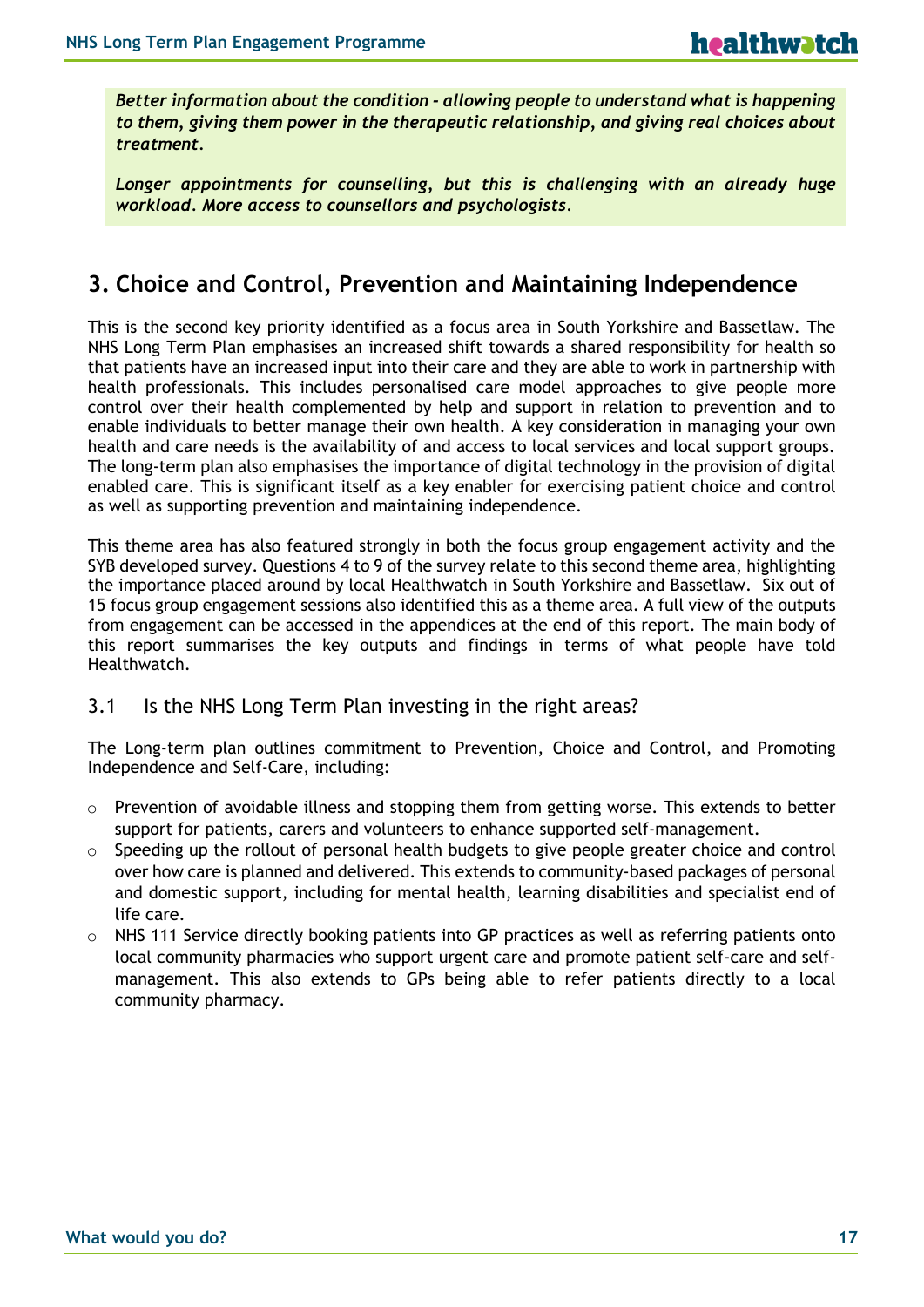***Better information about the condition - allowing people to understand what is happening to them, giving them power in the therapeutic relationship, and giving real choices about treatment.***

***Longer appointments for counselling, but this is challenging with an already huge workload. More access to counsellors and psychologists.***

## 3. Choice and Control, Prevention and Maintaining Independence

This is the second key priority identified as a focus area in South Yorkshire and Bassetlaw. The NHS Long Term Plan emphasises an increased shift towards a shared responsibility for health so that patients have an increased input into their care and they are able to work in partnership with health professionals. This includes personalised care model approaches to give people more control over their health complemented by help and support in relation to prevention and to enable individuals to better manage their own health. A key consideration in managing your own health and care needs is the availability of and access to local services and local support groups. The long-term plan also emphasises the importance of digital technology in the provision of digital enabled care. This is significant itself as a key enabler for exercising patient choice and control as well as supporting prevention and maintaining independence.

This theme area has also featured strongly in both the focus group engagement activity and the SYB developed survey. Questions 4 to 9 of the survey relate to this second theme area, highlighting the importance placed around by local Healthwatch in South Yorkshire and Bassetlaw. Six out of 15 focus group engagement sessions also identified this as a theme area. A full view of the outputs from engagement can be accessed in the appendices at the end of this report. The main body of this report summarises the key outputs and findings in terms of what people have told Healthwatch.

### 3.1 Is the NHS Long Term Plan investing in the right areas?

The Long-term plan outlines commitment to Prevention, Choice and Control, and Promoting Independence and Self-Care, including:

- Prevention of avoidable illness and stopping them from getting worse. This extends to better support for patients, carers and volunteers to enhance supported self-management.
- Speeding up the rollout of personal health budgets to give people greater choice and control over how care is planned and delivered. This extends to community-based packages of personal and domestic support, including for mental health, learning disabilities and specialist end of life care.
- NHS 111 Service directly booking patients into GP practices as well as referring patients onto local community pharmacies who support urgent care and promote patient self-care and self-management. This also extends to GPs being able to refer patients directly to a local community pharmacy.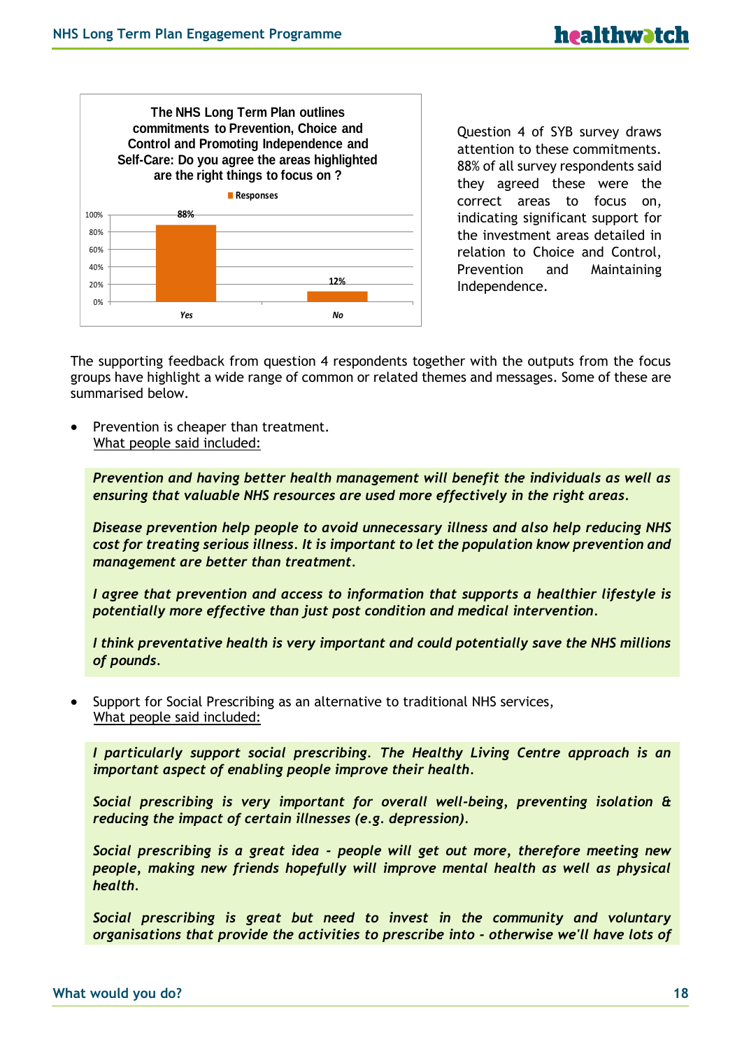The NHS Long Term Plan outlines commitments to Prevention, Choice and Control and Promoting Independence and Self-Care: Do you agree the areas highlighted are the right things to focus on ?

Responses

100%
80%
60%
40%
20%
0%

88%
12%

Yes
No

Question 4 of SYB survey draws attention to these commitments. 88% of all survey respondents said they agreed these were the correct areas to focus on, indicating significant support for the investment areas detailed in relation to Choice and Control, Prevention and Maintaining Independence.

The supporting feedback from question 4 respondents together with the outputs from the focus groups have highlight a wide range of common or related themes and messages. Some of these are summarised below.

- Prevention is cheaper than treatment.
  What people said included:

> ***Prevention and having better health management will benefit the individuals as well as ensuring that valuable NHS resources are used more effectively in the right areas.***
>
> ***Disease prevention help people to avoid unnecessary illness and also help reducing NHS cost for treating serious illness. It is important to let the population know prevention and management are better than treatment.***
>
> ***I agree that prevention and access to information that supports a healthier lifestyle is potentially more effective than just post condition and medical intervention.***
>
> ***I think preventative health is very important and could potentially save the NHS millions of pounds.***

- Support for Social Prescribing as an alternative to traditional NHS services,
  What people said included:

> ***I particularly support social prescribing. The Healthy Living Centre approach is an important aspect of enabling people improve their health.***
>
> ***Social prescribing is very important for overall well-being, preventing isolation & reducing the impact of certain illnesses (e.g. depression).***
>
> ***Social prescribing is a great idea - people will get out more, therefore meeting new people, making new friends hopefully will improve mental health as well as physical health.***
>
> ***Social prescribing is great but need to invest in the community and voluntary organisations that provide the activities to prescribe into - otherwise we'll have lots of***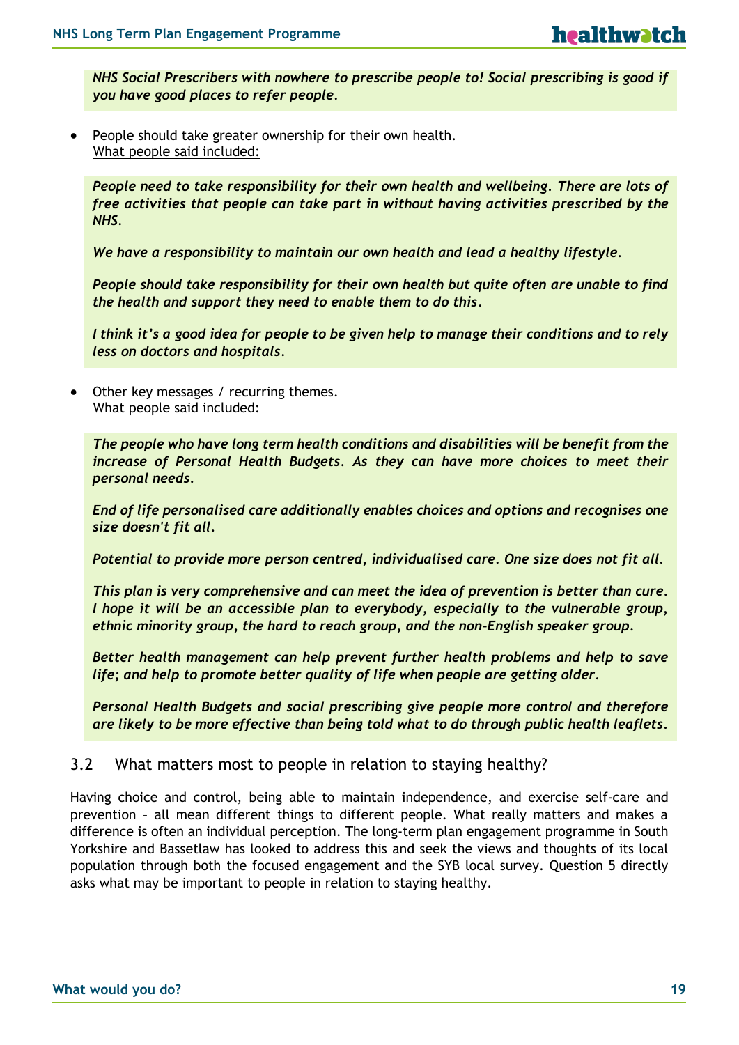*NHS Social Prescribers with nowhere to prescribe people to! Social prescribing is good if you have good places to refer people.*

- People should take greater ownership for their own health.
  What people said included:

*People need to take responsibility for their own health and wellbeing. There are lots of free activities that people can take part in without having activities prescribed by the NHS.*

*We have a responsibility to maintain our own health and lead a healthy lifestyle.*

*People should take responsibility for their own health but quite often are unable to find the health and support they need to enable them to do this.*

*I think it's a good idea for people to be given help to manage their conditions and to rely less on doctors and hospitals.*

- Other key messages / recurring themes.
  What people said included:

*The people who have long term health conditions and disabilities will be benefit from the increase of Personal Health Budgets. As they can have more choices to meet their personal needs.*

*End of life personalised care additionally enables choices and options and recognises one size doesn't fit all.*

*Potential to provide more person centred, individualised care. One size does not fit all.*

*This plan is very comprehensive and can meet the idea of prevention is better than cure. I hope it will be an accessible plan to everybody, especially to the vulnerable group, ethnic minority group, the hard to reach group, and the non-English speaker group.*

*Better health management can help prevent further health problems and help to save life; and help to promote better quality of life when people are getting older.*

*Personal Health Budgets and social prescribing give people more control and therefore are likely to be more effective than being told what to do through public health leaflets.*

## 3.2 What matters most to people in relation to staying healthy?

Having choice and control, being able to maintain independence, and exercise self-care and prevention – all mean different things to different people. What really matters and makes a difference is often an individual perception. The long-term plan engagement programme in South Yorkshire and Bassetlaw has looked to address this and seek the views and thoughts of its local population through both the focused engagement and the SYB local survey. Question 5 directly asks what may be important to people in relation to staying healthy.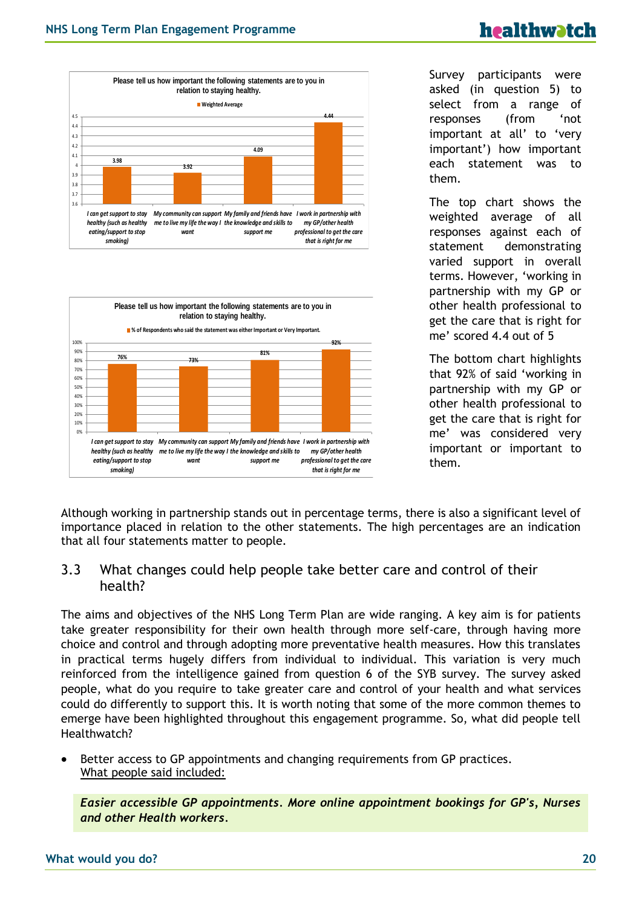Please tell us how important the following statements are to you in relation to staying healthy.

Weighted Average

4.5
4.4
4.3
4.2
4.1
4
3.9
3.8
3.7
3.6

3.98
3.92
4.09
4.44

I can get support to stay healthy (such as healthy eating/support to stop smoking)
My community can support me to live my life the way I want
My family and friends have the knowledge and skills to support me
I work in partnership with my GP/other health professional to get the care that is right for me

Please tell us how important the following statements are to you in relation to staying healthy.

% of Respondents who said the statement was either Important or Very Important.

100%
90%
80%
70%
60%
50%
40%
30%
20%
10%
0%

76%
73%
81%
92%

I can get support to stay healthy (such as healthy eating/support to stop smoking)
My community can support me to live my life the way I want
My family and friends have the knowledge and skills to support me
I work in partnership with my GP/other health professional to get the care that is right for me

Survey participants were asked (in question 5) to select from a range of responses (from 'not important at all' to 'very important') how important each statement was to them.

The top chart shows the weighted average of all responses against each of statement demonstrating varied support in overall terms. However, 'working in partnership with my GP or other health professional to get the care that is right for me' scored 4.4 out of 5

The bottom chart highlights that 92% of said 'working in partnership with my GP or other health professional to get the care that is right for me' was considered very important or important to them.

Although working in partnership stands out in percentage terms, there is also a significant level of importance placed in relation to the other statements. The high percentages are an indication that all four statements matter to people.

## 3.3 What changes could help people take better care and control of their health?

The aims and objectives of the NHS Long Term Plan are wide ranging. A key aim is for patients take greater responsibility for their own health through more self-care, through having more choice and control and through adopting more preventative health measures. How this translates in practical terms hugely differs from individual to individual. This variation is very much reinforced from the intelligence gained from question 6 of the SYB survey. The survey asked people, what do you require to take greater care and control of your health and what services could do differently to support this. It is worth noting that some of the more common themes to emerge have been highlighted throughout this engagement programme. So, what did people tell Healthwatch?

- Better access to GP appointments and changing requirements from GP practices.
  What people said included:

***Easier accessible GP appointments. More online appointment bookings for GP's, Nurses and other Health workers.***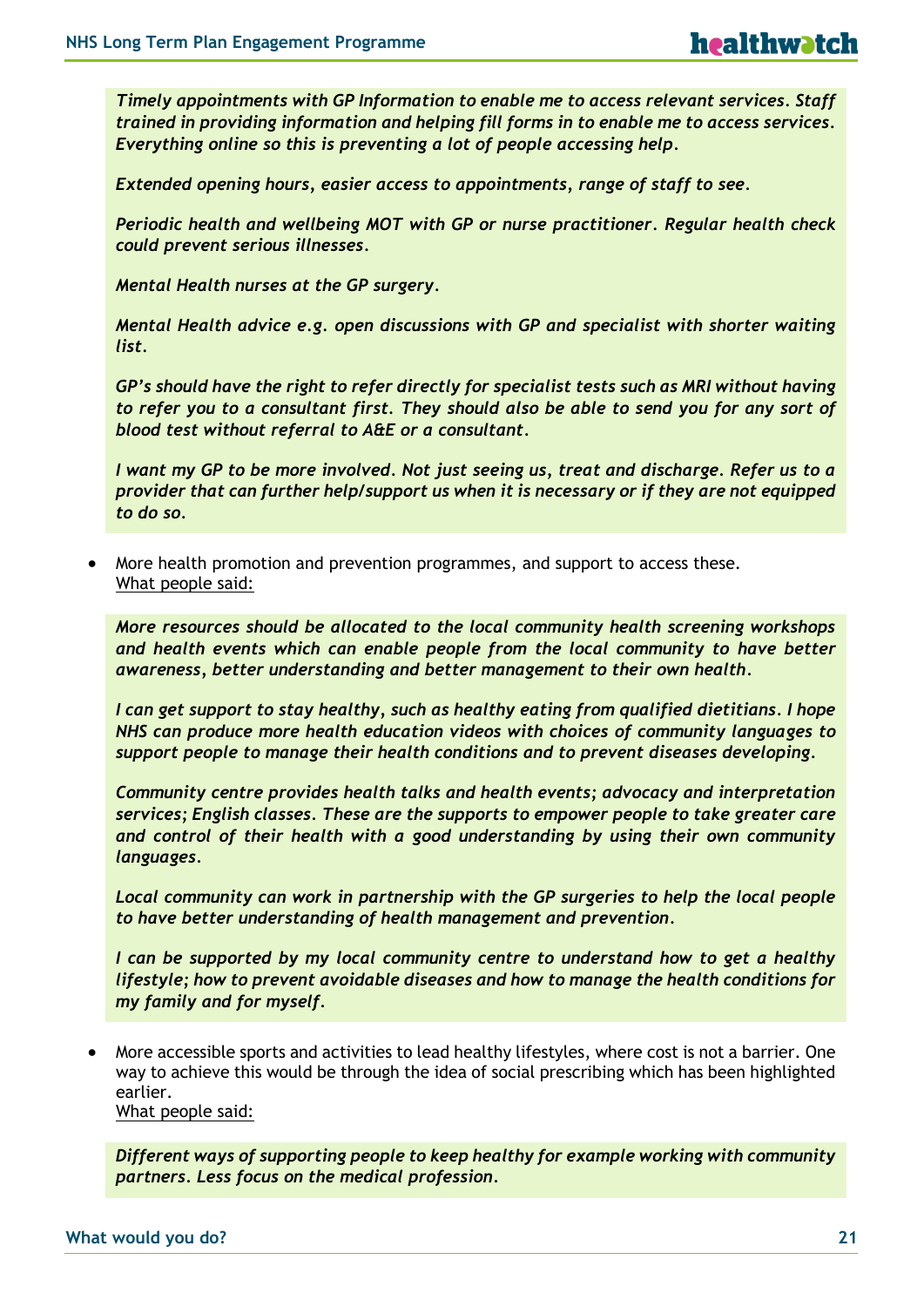*Timely appointments with GP Information to enable me to access relevant services. Staff trained in providing information and helping fill forms in to enable me to access services. Everything online so this is preventing a lot of people accessing help.*

*Extended opening hours, easier access to appointments, range of staff to see.*

*Periodic health and wellbeing MOT with GP or nurse practitioner. Regular health check could prevent serious illnesses.*

*Mental Health nurses at the GP surgery.*

*Mental Health advice e.g. open discussions with GP and specialist with shorter waiting list.*

*GP's should have the right to refer directly for specialist tests such as MRI without having to refer you to a consultant first. They should also be able to send you for any sort of blood test without referral to A&E or a consultant.*

*I want my GP to be more involved. Not just seeing us, treat and discharge. Refer us to a provider that can further help/support us when it is necessary or if they are not equipped to do so.*

- More health promotion and prevention programmes, and support to access these.
  What people said:

*More resources should be allocated to the local community health screening workshops and health events which can enable people from the local community to have better awareness, better understanding and better management to their own health.*

*I can get support to stay healthy, such as healthy eating from qualified dietitians. I hope NHS can produce more health education videos with choices of community languages to support people to manage their health conditions and to prevent diseases developing.*

*Community centre provides health talks and health events; advocacy and interpretation services; English classes. These are the supports to empower people to take greater care and control of their health with a good understanding by using their own community languages.*

*Local community can work in partnership with the GP surgeries to help the local people to have better understanding of health management and prevention.*

*I can be supported by my local community centre to understand how to get a healthy lifestyle; how to prevent avoidable diseases and how to manage the health conditions for my family and for myself.*

- More accessible sports and activities to lead healthy lifestyles, where cost is not a barrier. One way to achieve this would be through the idea of social prescribing which has been highlighted earlier.
  What people said:

*Different ways of supporting people to keep healthy for example working with community partners. Less focus on the medical profession.*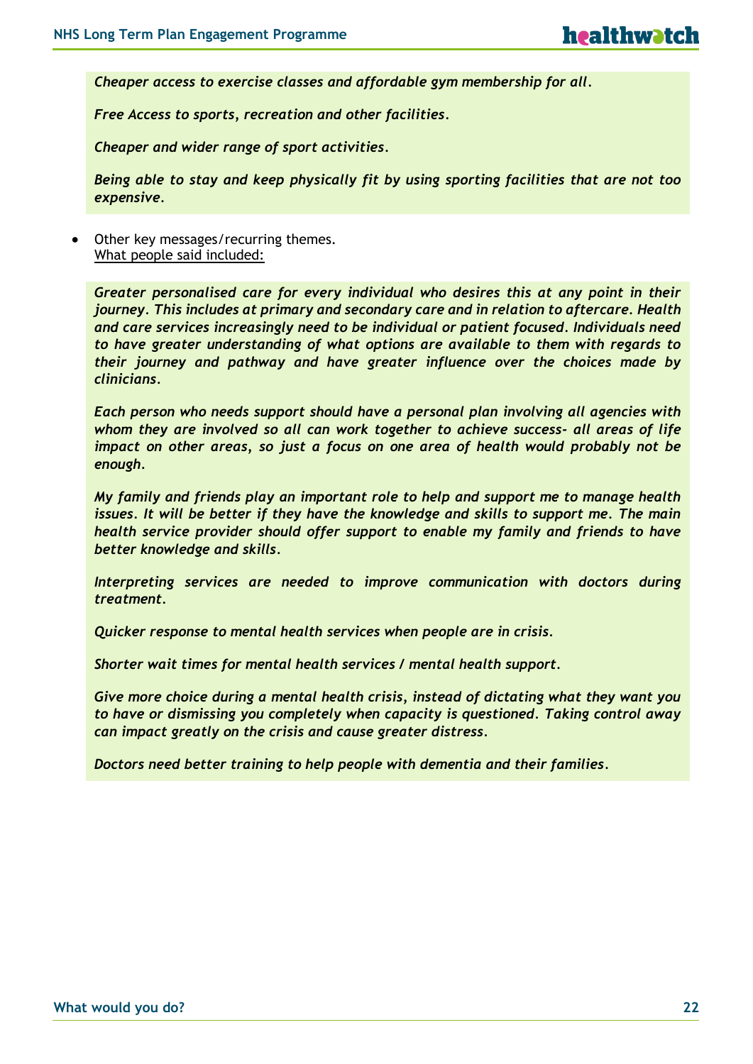*Cheaper access to exercise classes and affordable gym membership for all.*

*Free Access to sports, recreation and other facilities.*

*Cheaper and wider range of sport activities.*

*Being able to stay and keep physically fit by using sporting facilities that are not too expensive.*

- Other key messages/recurring themes.
  What people said included:

*Greater personalised care for every individual who desires this at any point in their journey. This includes at primary and secondary care and in relation to aftercare. Health and care services increasingly need to be individual or patient focused. Individuals need to have greater understanding of what options are available to them with regards to their journey and pathway and have greater influence over the choices made by clinicians.*

*Each person who needs support should have a personal plan involving all agencies with whom they are involved so all can work together to achieve success- all areas of life impact on other areas, so just a focus on one area of health would probably not be enough.*

*My family and friends play an important role to help and support me to manage health issues. It will be better if they have the knowledge and skills to support me. The main health service provider should offer support to enable my family and friends to have better knowledge and skills.*

*Interpreting services are needed to improve communication with doctors during treatment.*

*Quicker response to mental health services when people are in crisis.*

*Shorter wait times for mental health services / mental health support.*

*Give more choice during a mental health crisis, instead of dictating what they want you to have or dismissing you completely when capacity is questioned. Taking control away can impact greatly on the crisis and cause greater distress.*

*Doctors need better training to help people with dementia and their families.*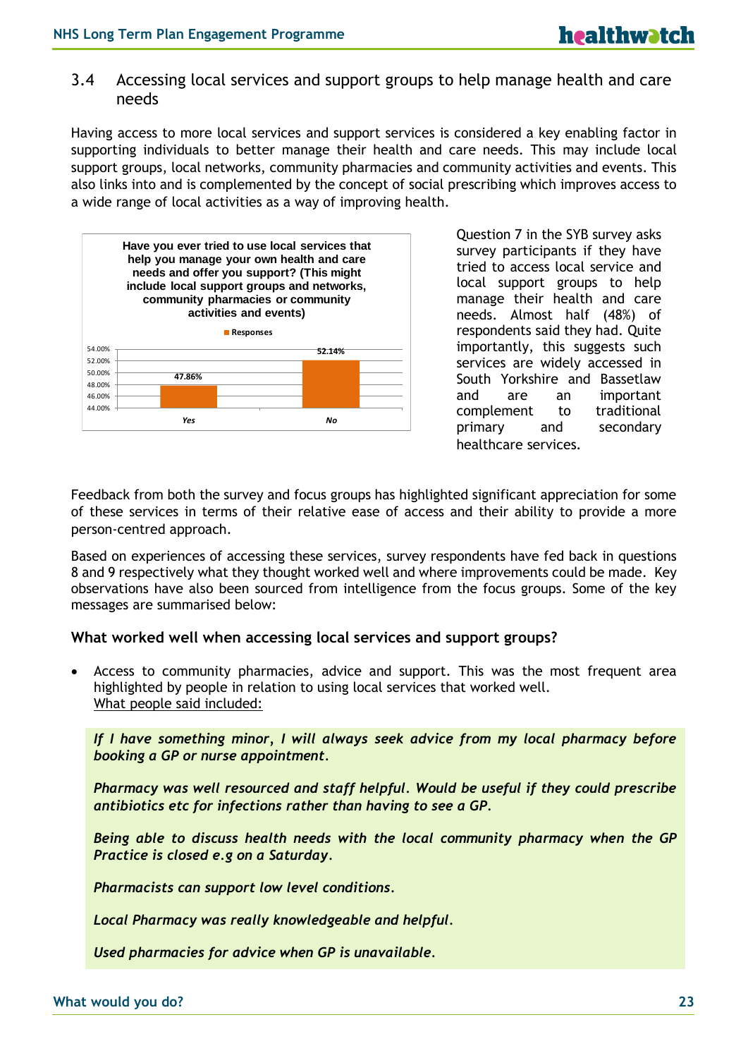## 3.4 Accessing local services and support groups to help manage health and care needs

Having access to more local services and support services is considered a key enabling factor in supporting individuals to better manage their health and care needs. This may include local support groups, local networks, community pharmacies and community activities and events. This also links into and is complemented by the concept of social prescribing which improves access to a wide range of local activities as a way of improving health.

Have you ever tried to use local services that help you manage your own health and care needs and offer you support? (This might include local support groups and networks, community pharmacies or community activities and events)

Responses

54.00%
52.00%
50.00%
48.00%
46.00%
44.00%

47.86%
52.14%

Yes
No

Question 7 in the SYB survey asks survey participants if they have tried to access local service and local support groups to help manage their health and care needs. Almost half (48%) of respondents said they had. Quite importantly, this suggests such services are widely accessed in South Yorkshire and Bassetlaw and are an important complement to traditional primary and secondary healthcare services.

Feedback from both the survey and focus groups has highlighted significant appreciation for some of these services in terms of their relative ease of access and their ability to provide a more person-centred approach.

Based on experiences of accessing these services, survey respondents have fed back in questions 8 and 9 respectively what they thought worked well and where improvements could be made. Key observations have also been sourced from intelligence from the focus groups. Some of the key messages are summarised below:

### What worked well when accessing local services and support groups?

- Access to community pharmacies, advice and support. This was the most frequent area highlighted by people in relation to using local services that worked well.
  What people said included:

> ***If I have something minor, I will always seek advice from my local pharmacy before booking a GP or nurse appointment.***
>
> ***Pharmacy was well resourced and staff helpful. Would be useful if they could prescribe antibiotics etc for infections rather than having to see a GP.***
>
> ***Being able to discuss health needs with the local community pharmacy when the GP Practice is closed e.g on a Saturday.***
>
> ***Pharmacists can support low level conditions.***
>
> ***Local Pharmacy was really knowledgeable and helpful.***
>
> ***Used pharmacies for advice when GP is unavailable.***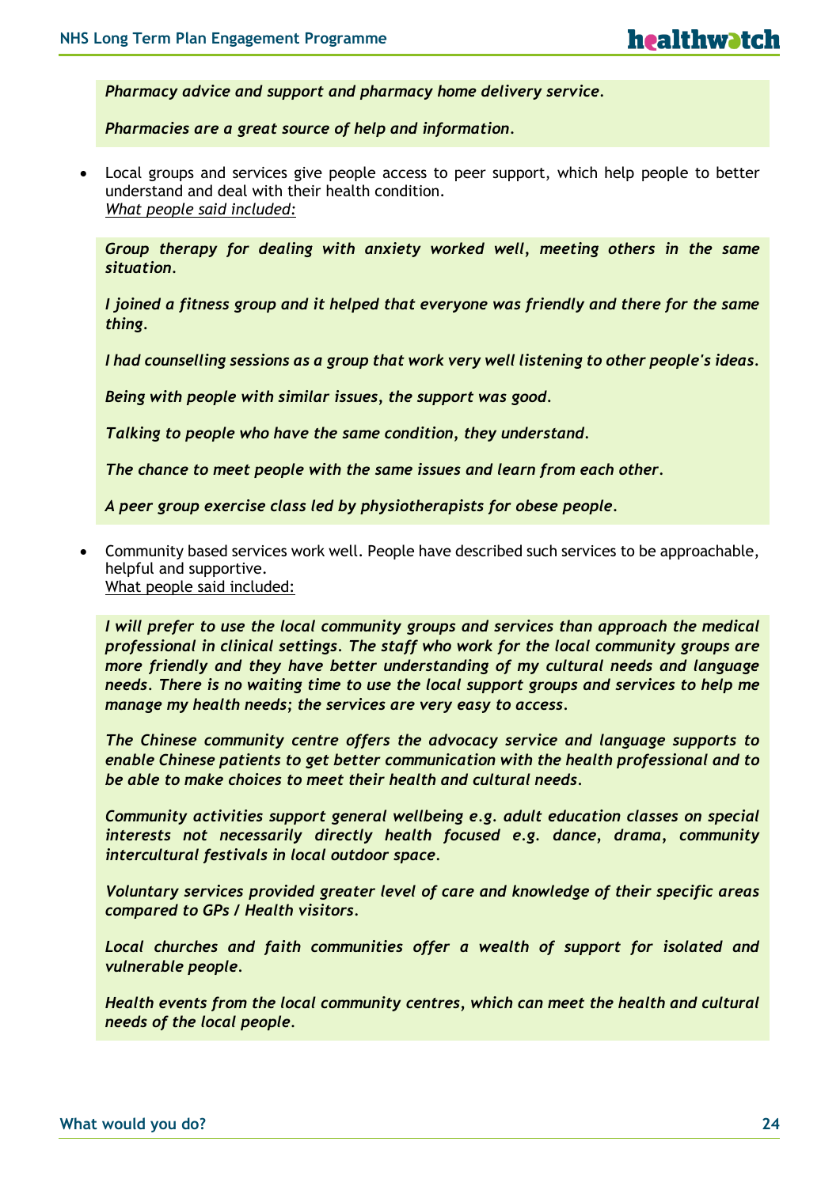*Pharmacy advice and support and pharmacy home delivery service.*

*Pharmacies are a great source of help and information.*

- Local groups and services give people access to peer support, which help people to better understand and deal with their health condition.
  *What people said included:*

*Group therapy for dealing with anxiety worked well, meeting others in the same situation.*

*I joined a fitness group and it helped that everyone was friendly and there for the same thing.*

*I had counselling sessions as a group that work very well listening to other people's ideas.*

*Being with people with similar issues, the support was good.*

*Talking to people who have the same condition, they understand.*

*The chance to meet people with the same issues and learn from each other.*

*A peer group exercise class led by physiotherapists for obese people.*

- Community based services work well. People have described such services to be approachable, helpful and supportive.
  What people said included:

*I will prefer to use the local community groups and services than approach the medical professional in clinical settings. The staff who work for the local community groups are more friendly and they have better understanding of my cultural needs and language needs. There is no waiting time to use the local support groups and services to help me manage my health needs; the services are very easy to access.*

*The Chinese community centre offers the advocacy service and language supports to enable Chinese patients to get better communication with the health professional and to be able to make choices to meet their health and cultural needs.*

*Community activities support general wellbeing e.g. adult education classes on special interests not necessarily directly health focused e.g. dance, drama, community intercultural festivals in local outdoor space.*

*Voluntary services provided greater level of care and knowledge of their specific areas compared to GPs / Health visitors.*

*Local churches and faith communities offer a wealth of support for isolated and vulnerable people.*

*Health events from the local community centres, which can meet the health and cultural needs of the local people.*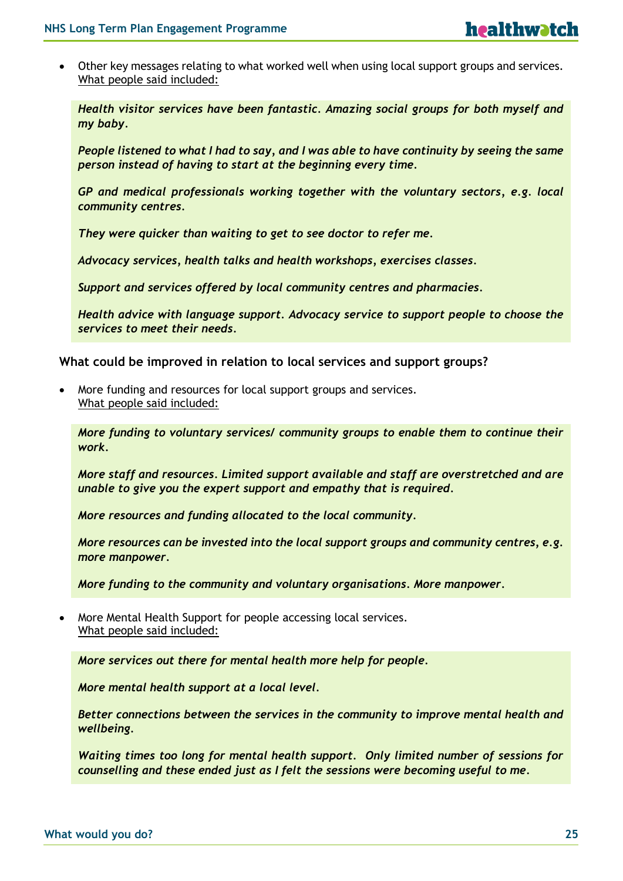- Other key messages relating to what worked well when using local support groups and services.
  What people said included:

> ***Health visitor services have been fantastic. Amazing social groups for both myself and my baby.***
>
> ***People listened to what I had to say, and I was able to have continuity by seeing the same person instead of having to start at the beginning every time.***
>
> ***GP and medical professionals working together with the voluntary sectors, e.g. local community centres.***
>
> ***They were quicker than waiting to get to see doctor to refer me.***
>
> ***Advocacy services, health talks and health workshops, exercises classes.***
>
> ***Support and services offered by local community centres and pharmacies.***
>
> ***Health advice with language support. Advocacy service to support people to choose the services to meet their needs.***

**What could be improved in relation to local services and support groups?**

- More funding and resources for local support groups and services.
  What people said included:

> ***More funding to voluntary services/ community groups to enable them to continue their work.***
>
> ***More staff and resources. Limited support available and staff are overstretched and are unable to give you the expert support and empathy that is required.***
>
> ***More resources and funding allocated to the local community.***
>
> ***More resources can be invested into the local support groups and community centres, e.g. more manpower.***
>
> ***More funding to the community and voluntary organisations. More manpower.***

- More Mental Health Support for people accessing local services.
  What people said included:

> ***More services out there for mental health more help for people.***
>
> ***More mental health support at a local level.***
>
> ***Better connections between the services in the community to improve mental health and wellbeing.***
>
> ***Waiting times too long for mental health support. Only limited number of sessions for counselling and these ended just as I felt the sessions were becoming useful to me.***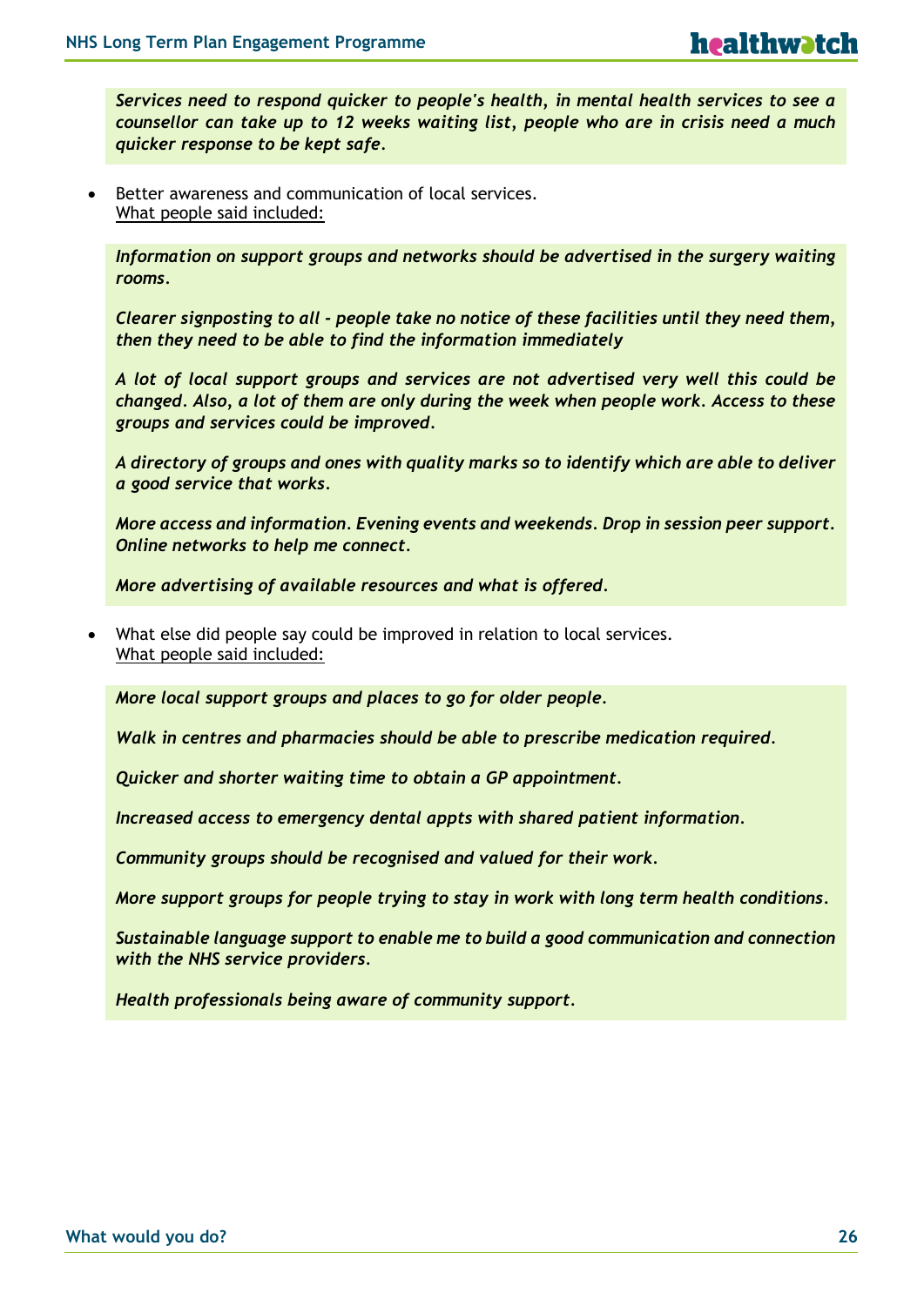***Services need to respond quicker to people's health, in mental health services to see a counsellor can take up to 12 weeks waiting list, people who are in crisis need a much quicker response to be kept safe.***

- Better awareness and communication of local services.
  What people said included:

***Information on support groups and networks should be advertised in the surgery waiting rooms.***

***Clearer signposting to all - people take no notice of these facilities until they need them, then they need to be able to find the information immediately***

***A lot of local support groups and services are not advertised very well this could be changed. Also, a lot of them are only during the week when people work. Access to these groups and services could be improved.***

***A directory of groups and ones with quality marks so to identify which are able to deliver a good service that works.***

***More access and information. Evening events and weekends. Drop in session peer support. Online networks to help me connect.***

***More advertising of available resources and what is offered.***

- What else did people say could be improved in relation to local services.
  What people said included:

***More local support groups and places to go for older people.***

***Walk in centres and pharmacies should be able to prescribe medication required.***

***Quicker and shorter waiting time to obtain a GP appointment.***

***Increased access to emergency dental appts with shared patient information.***

***Community groups should be recognised and valued for their work.***

***More support groups for people trying to stay in work with long term health conditions.***

***Sustainable language support to enable me to build a good communication and connection with the NHS service providers.***

***Health professionals being aware of community support.***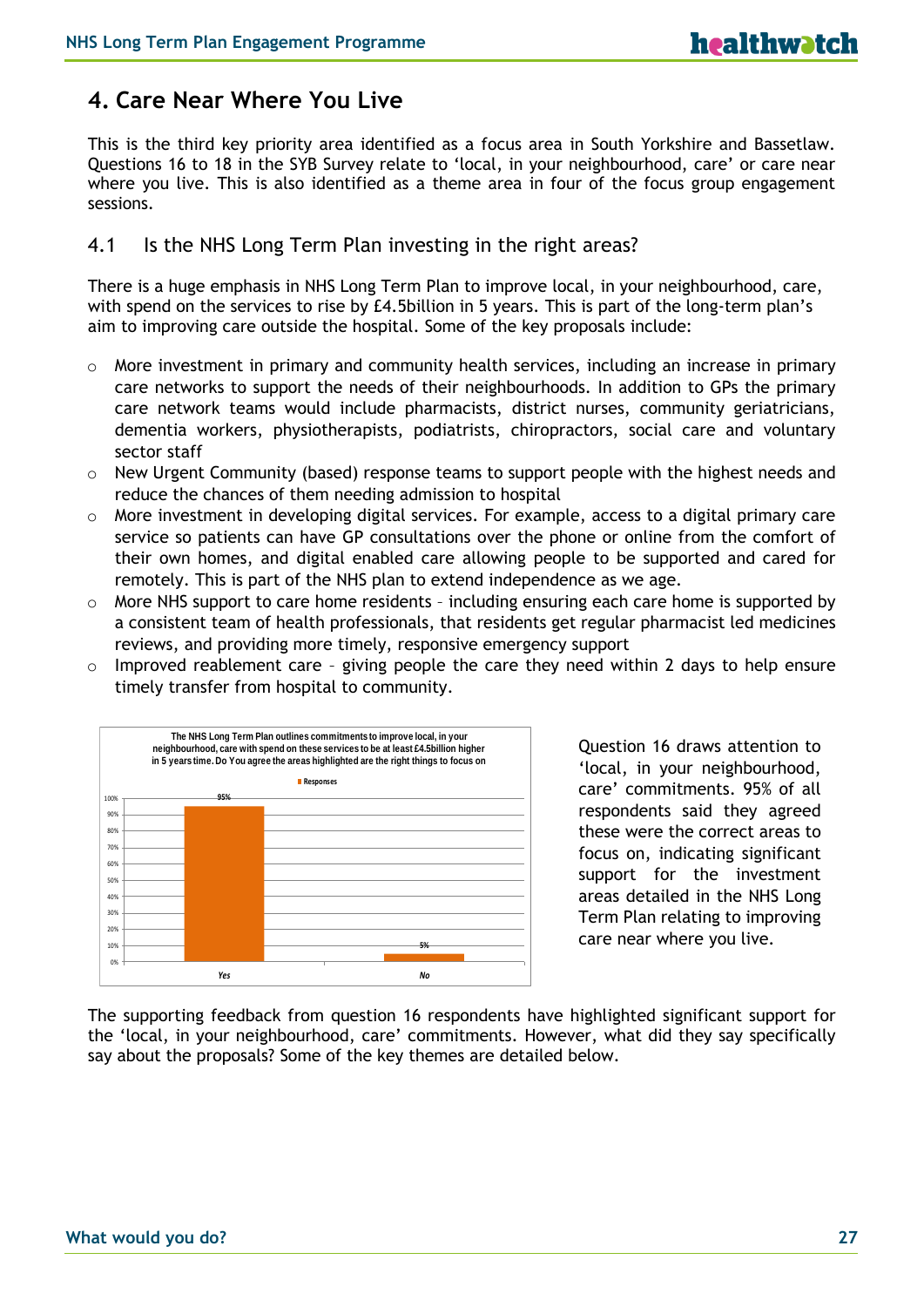# 4. Care Near Where You Live

This is the third key priority area identified as a focus area in South Yorkshire and Bassetlaw. Questions 16 to 18 in the SYB Survey relate to 'local, in your neighbourhood, care' or care near where you live. This is also identified as a theme area in four of the focus group engagement sessions.

## 4.1 Is the NHS Long Term Plan investing in the right areas?

There is a huge emphasis in NHS Long Term Plan to improve local, in your neighbourhood, care, with spend on the services to rise by £4.5billion in 5 years. This is part of the long-term plan's aim to improving care outside the hospital. Some of the key proposals include:

- More investment in primary and community health services, including an increase in primary care networks to support the needs of their neighbourhoods. In addition to GPs the primary care network teams would include pharmacists, district nurses, community geriatricians, dementia workers, physiotherapists, podiatrists, chiropractors, social care and voluntary sector staff
- New Urgent Community (based) response teams to support people with the highest needs and reduce the chances of them needing admission to hospital
- More investment in developing digital services. For example, access to a digital primary care service so patients can have GP consultations over the phone or online from the comfort of their own homes, and digital enabled care allowing people to be supported and cared for remotely. This is part of the NHS plan to extend independence as we age.
- More NHS support to care home residents – including ensuring each care home is supported by a consistent team of health professionals, that residents get regular pharmacist led medicines reviews, and providing more timely, responsive emergency support
- Improved reablement care – giving people the care they need within 2 days to help ensure timely transfer from hospital to community.

The NHS Long Term Plan outlines commitments to improve local, in your neighbourhood, care with spend on these services to be at least £4.5billion higher in 5 years time. Do You agree the areas highlighted are the right things to focus on

Responses

100%
90%
80%
70%
60%
50%
40%
30%
20%
10%
0%

95%
5%

Yes
No

Question 16 draws attention to 'local, in your neighbourhood, care' commitments. 95% of all respondents said they agreed these were the correct areas to focus on, indicating significant support for the investment areas detailed in the NHS Long Term Plan relating to improving care near where you live.

The supporting feedback from question 16 respondents have highlighted significant support for the 'local, in your neighbourhood, care' commitments. However, what did they say specifically say about the proposals? Some of the key themes are detailed below.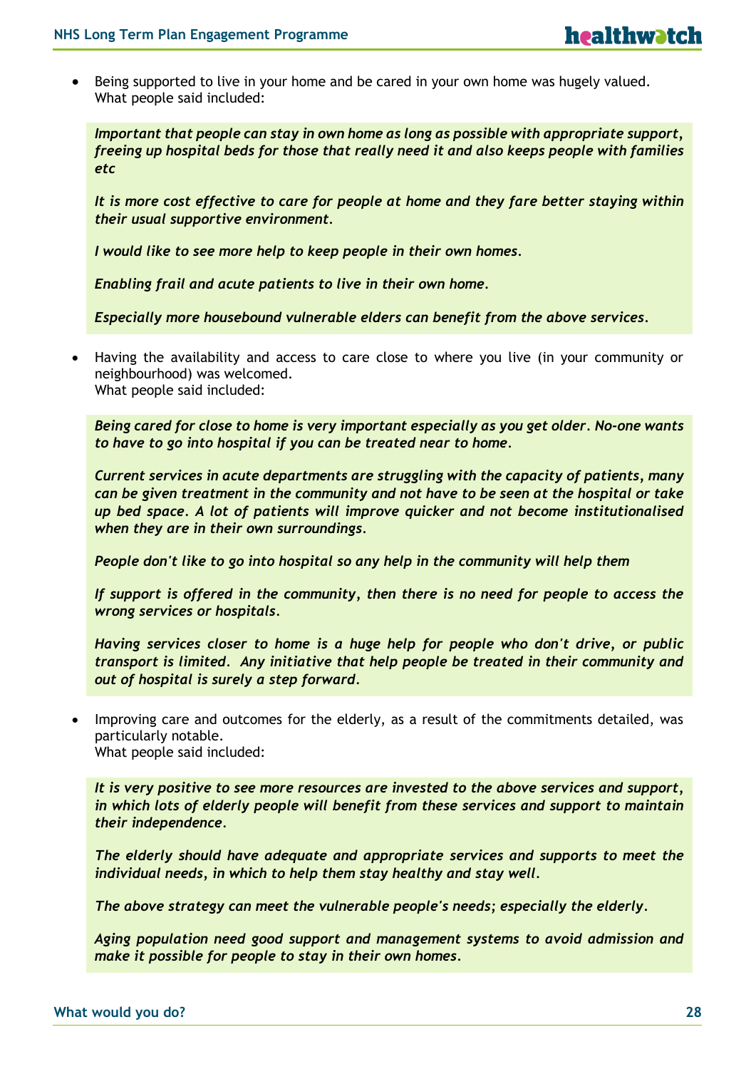- Being supported to live in your home and be cared in your own home was hugely valued. What people said included:

> ***Important that people can stay in own home as long as possible with appropriate support, freeing up hospital beds for those that really need it and also keeps people with families etc***
>
> ***It is more cost effective to care for people at home and they fare better staying within their usual supportive environment.***
>
> ***I would like to see more help to keep people in their own homes.***
>
> ***Enabling frail and acute patients to live in their own home.***
>
> ***Especially more housebound vulnerable elders can benefit from the above services.***

- Having the availability and access to care close to where you live (in your community or neighbourhood) was welcomed. What people said included:

> ***Being cared for close to home is very important especially as you get older. No-one wants to have to go into hospital if you can be treated near to home.***
>
> ***Current services in acute departments are struggling with the capacity of patients, many can be given treatment in the community and not have to be seen at the hospital or take up bed space. A lot of patients will improve quicker and not become institutionalised when they are in their own surroundings.***
>
> ***People don't like to go into hospital so any help in the community will help them***
>
> ***If support is offered in the community, then there is no need for people to access the wrong services or hospitals.***
>
> ***Having services closer to home is a huge help for people who don't drive, or public transport is limited. Any initiative that help people be treated in their community and out of hospital is surely a step forward.***

- Improving care and outcomes for the elderly, as a result of the commitments detailed, was particularly notable. What people said included:

> ***It is very positive to see more resources are invested to the above services and support, in which lots of elderly people will benefit from these services and support to maintain their independence.***
>
> ***The elderly should have adequate and appropriate services and supports to meet the individual needs, in which to help them stay healthy and stay well.***
>
> ***The above strategy can meet the vulnerable people's needs; especially the elderly.***
>
> ***Aging population need good support and management systems to avoid admission and make it possible for people to stay in their own homes.***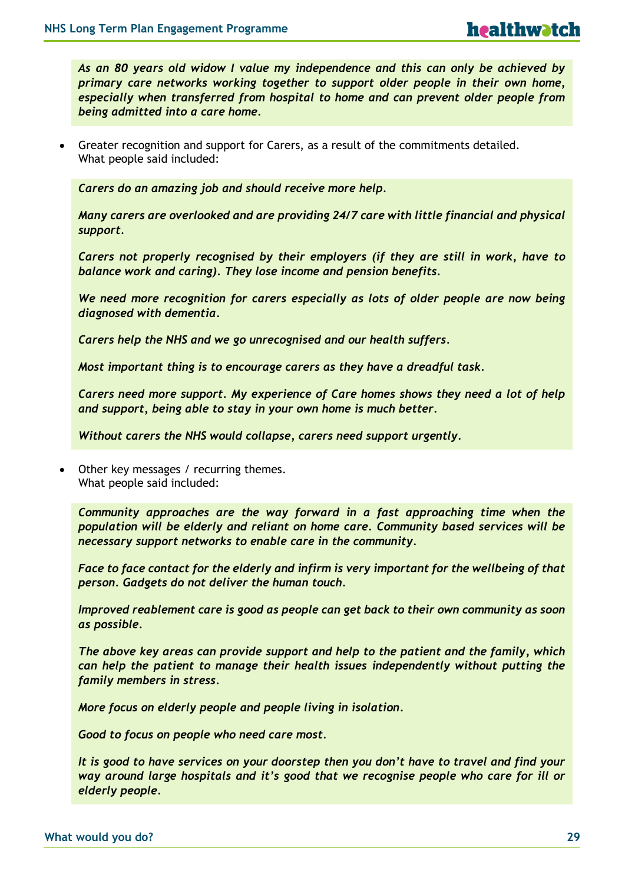***As an 80 years old widow I value my independence and this can only be achieved by primary care networks working together to support older people in their own home, especially when transferred from hospital to home and can prevent older people from being admitted into a care home.***

- Greater recognition and support for Carers, as a result of the commitments detailed.
  What people said included:

***Carers do an amazing job and should receive more help.***

***Many carers are overlooked and are providing 24/7 care with little financial and physical support.***

***Carers not properly recognised by their employers (if they are still in work, have to balance work and caring). They lose income and pension benefits.***

***We need more recognition for carers especially as lots of older people are now being diagnosed with dementia.***

***Carers help the NHS and we go unrecognised and our health suffers.***

***Most important thing is to encourage carers as they have a dreadful task.***

***Carers need more support. My experience of Care homes shows they need a lot of help and support, being able to stay in your own home is much better.***

***Without carers the NHS would collapse, carers need support urgently.***

- Other key messages / recurring themes.
  What people said included:

***Community approaches are the way forward in a fast approaching time when the population will be elderly and reliant on home care. Community based services will be necessary support networks to enable care in the community.***

***Face to face contact for the elderly and infirm is very important for the wellbeing of that person. Gadgets do not deliver the human touch.***

***Improved reablement care is good as people can get back to their own community as soon as possible.***

***The above key areas can provide support and help to the patient and the family, which can help the patient to manage their health issues independently without putting the family members in stress.***

***More focus on elderly people and people living in isolation.***

***Good to focus on people who need care most.***

***It is good to have services on your doorstep then you don't have to travel and find your way around large hospitals and it's good that we recognise people who care for ill or elderly people.***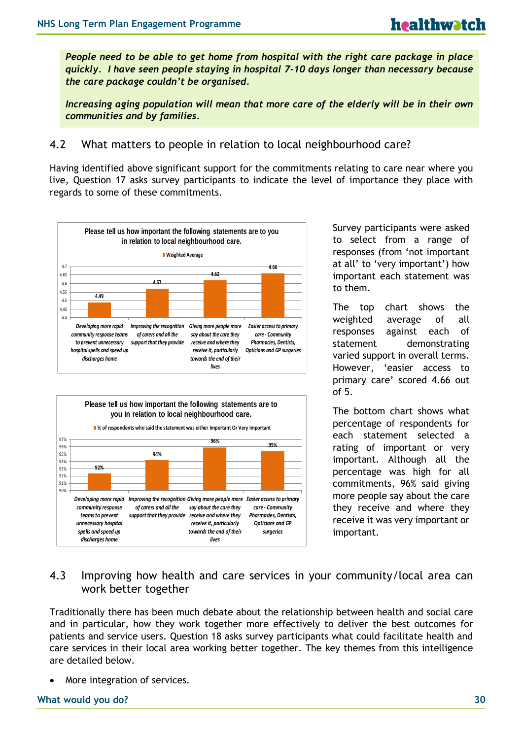*People need to be able to get home from hospital with the right care package in place quickly. I have seen people staying in hospital 7-10 days longer than necessary because the care package couldn't be organised.*

*Increasing aging population will mean that more care of the elderly will be in their own communities and by families.*

## 4.2 What matters to people in relation to local neighbourhood care?

Having identified above significant support for the commitments relating to care near where you live, Question 17 asks survey participants to indicate the level of importance they place with regards to some of these commitments.

Please tell us how important the following statements are to you in relation to local neighbourhood care.

Weighted Average

4.7
4.65
4.6
4.55
4.5
4.45
4.4

4.49
4.57
4.62
4.66

Developing more rapid community response teams to prevent unnecessary hospital spells and speed up discharges home

Improving the recognition of carers and all the support that they provide

Giving more people more say about the care they receive and where they receive it, particularly towards the end of their lives

Easier access to primary care - Community Pharmacies, Dentists, Opticians and GP surgeries

Please tell us how important the following statements are to you in relation to local neighbourhood care.

% of respondents who said the statement was either Important Or Very Important

97%
96%
95%
94%
93%
92%
91%
90%

92%
94%
96%
95%

Developing more rapid community response teams to prevent unnecessary hospital spells and speed up discharges home

Improving the recognition of carers and all the support that they provide

Giving more people more say about the care they receive and where they receive it, particularly towards the end of their lives

Easier access to primary care - Community Pharmacies, Dentists, Opticians and GP surgeries

Survey participants were asked to select from a range of responses (from 'not important at all' to 'very important') how important each statement was to them.

The top chart shows the weighted average of all responses against each of statement demonstrating varied support in overall terms. However, 'easier access to primary care' scored 4.66 out of 5.

The bottom chart shows what percentage of respondents for each statement selected a rating of important or very important. Although all the percentage was high for all commitments, 96% said giving more people say about the care they receive and where they receive it was very important or important.

## 4.3 Improving how health and care services in your community/local area can work better together

Traditionally there has been much debate about the relationship between health and social care and in particular, how they work together more effectively to deliver the best outcomes for patients and service users. Question 18 asks survey participants what could facilitate health and care services in their local area working better together. The key themes from this intelligence are detailed below.

- More integration of services.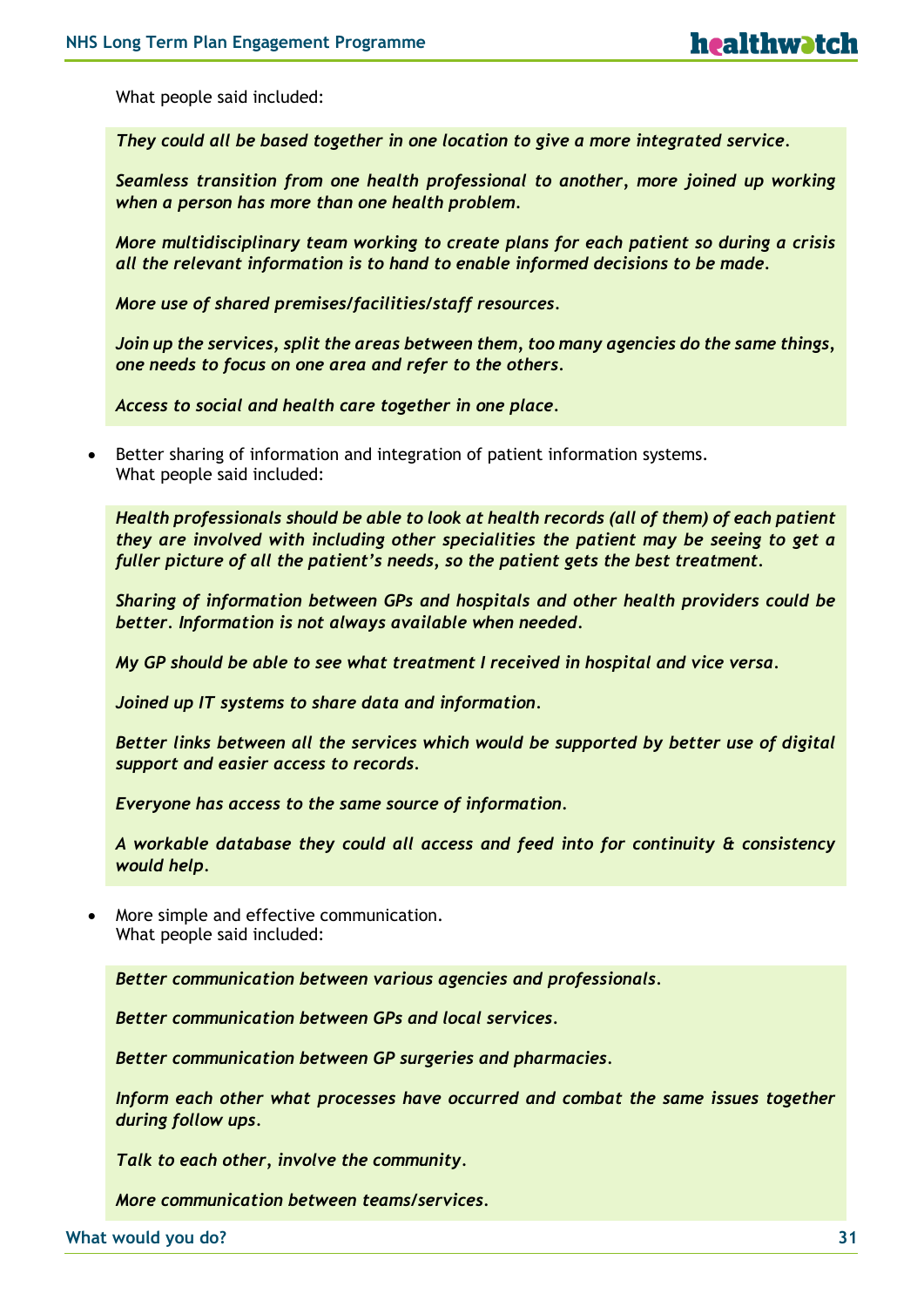What people said included:

*They could all be based together in one location to give a more integrated service.*

*Seamless transition from one health professional to another, more joined up working when a person has more than one health problem.*

*More multidisciplinary team working to create plans for each patient so during a crisis all the relevant information is to hand to enable informed decisions to be made.*

*More use of shared premises/facilities/staff resources.*

*Join up the services, split the areas between them, too many agencies do the same things, one needs to focus on one area and refer to the others.*

*Access to social and health care together in one place.*

- Better sharing of information and integration of patient information systems.
  What people said included:

*Health professionals should be able to look at health records (all of them) of each patient they are involved with including other specialities the patient may be seeing to get a fuller picture of all the patient's needs, so the patient gets the best treatment.*

*Sharing of information between GPs and hospitals and other health providers could be better. Information is not always available when needed.*

*My GP should be able to see what treatment I received in hospital and vice versa.*

*Joined up IT systems to share data and information.*

*Better links between all the services which would be supported by better use of digital support and easier access to records.*

*Everyone has access to the same source of information.*

*A workable database they could all access and feed into for continuity & consistency would help.*

- More simple and effective communication.
  What people said included:

*Better communication between various agencies and professionals.*

*Better communication between GPs and local services.*

*Better communication between GP surgeries and pharmacies.*

*Inform each other what processes have occurred and combat the same issues together during follow ups.*

*Talk to each other, involve the community.*

*More communication between teams/services.*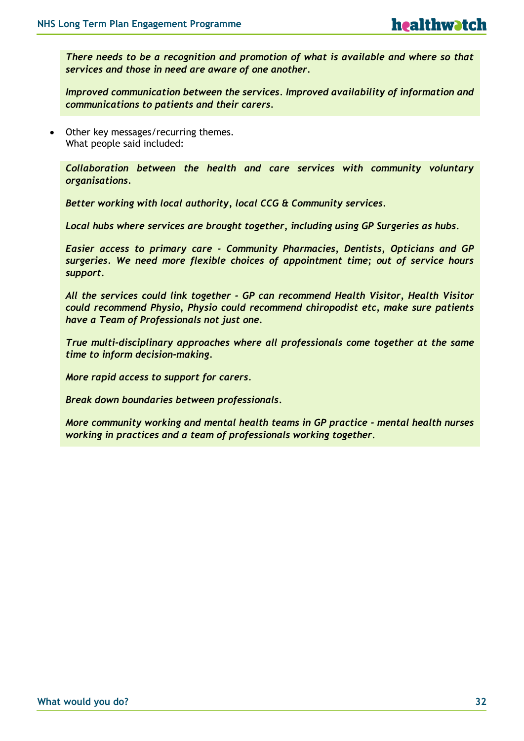*There needs to be a recognition and promotion of what is available and where so that services and those in need are aware of one another.*

*Improved communication between the services. Improved availability of information and communications to patients and their carers.*

- Other key messages/recurring themes.
  What people said included:

*Collaboration between the health and care services with community voluntary organisations.*

*Better working with local authority, local CCG & Community services.*

*Local hubs where services are brought together, including using GP Surgeries as hubs.*

*Easier access to primary care - Community Pharmacies, Dentists, Opticians and GP surgeries. We need more flexible choices of appointment time; out of service hours support.*

*All the services could link together - GP can recommend Health Visitor, Health Visitor could recommend Physio, Physio could recommend chiropodist etc, make sure patients have a Team of Professionals not just one.*

*True multi-disciplinary approaches where all professionals come together at the same time to inform decision-making.*

*More rapid access to support for carers.*

*Break down boundaries between professionals.*

*More community working and mental health teams in GP practice - mental health nurses working in practices and a team of professionals working together.*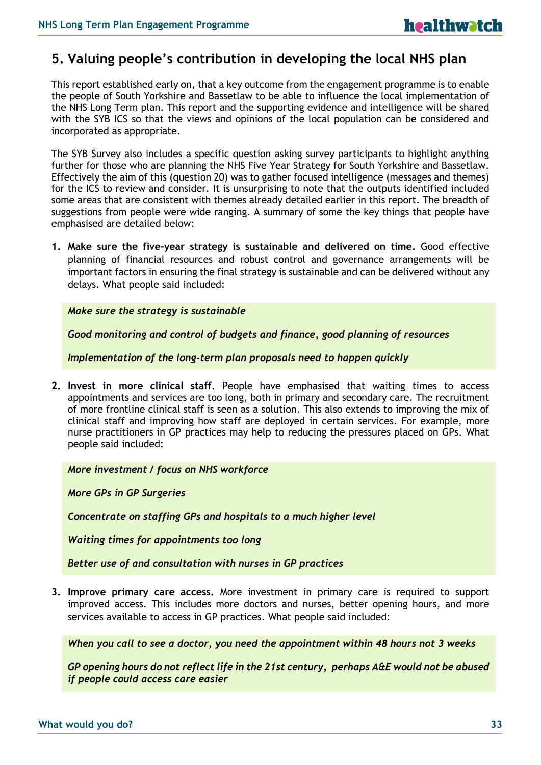## 5. Valuing people's contribution in developing the local NHS plan

This report established early on, that a key outcome from the engagement programme is to enable the people of South Yorkshire and Bassetlaw to be able to influence the local implementation of the NHS Long Term plan. This report and the supporting evidence and intelligence will be shared with the SYB ICS so that the views and opinions of the local population can be considered and incorporated as appropriate.

The SYB Survey also includes a specific question asking survey participants to highlight anything further for those who are planning the NHS Five Year Strategy for South Yorkshire and Bassetlaw. Effectively the aim of this (question 20) was to gather focused intelligence (messages and themes) for the ICS to review and consider. It is unsurprising to note that the outputs identified included some areas that are consistent with themes already detailed earlier in this report. The breadth of suggestions from people were wide ranging. A summary of some the key things that people have emphasised are detailed below:

1. **Make sure the five-year strategy is sustainable and delivered on time.** Good effective planning of financial resources and robust control and governance arrangements will be important factors in ensuring the final strategy is sustainable and can be delivered without any delays. What people said included:

   ***Make sure the strategy is sustainable***

   ***Good monitoring and control of budgets and finance, good planning of resources***

   ***Implementation of the long-term plan proposals need to happen quickly***

2. **Invest in more clinical staff.** People have emphasised that waiting times to access appointments and services are too long, both in primary and secondary care. The recruitment of more frontline clinical staff is seen as a solution. This also extends to improving the mix of clinical staff and improving how staff are deployed in certain services. For example, more nurse practitioners in GP practices may help to reducing the pressures placed on GPs. What people said included:

   ***More investment / focus on NHS workforce***

   ***More GPs in GP Surgeries***

   ***Concentrate on staffing GPs and hospitals to a much higher level***

   ***Waiting times for appointments too long***

   ***Better use of and consultation with nurses in GP practices***

3. **Improve primary care access.** More investment in primary care is required to support improved access. This includes more doctors and nurses, better opening hours, and more services available to access in GP practices. What people said included:

   ***When you call to see a doctor, you need the appointment within 48 hours not 3 weeks***

   ***GP opening hours do not reflect life in the 21st century, perhaps A&E would not be abused if people could access care easier***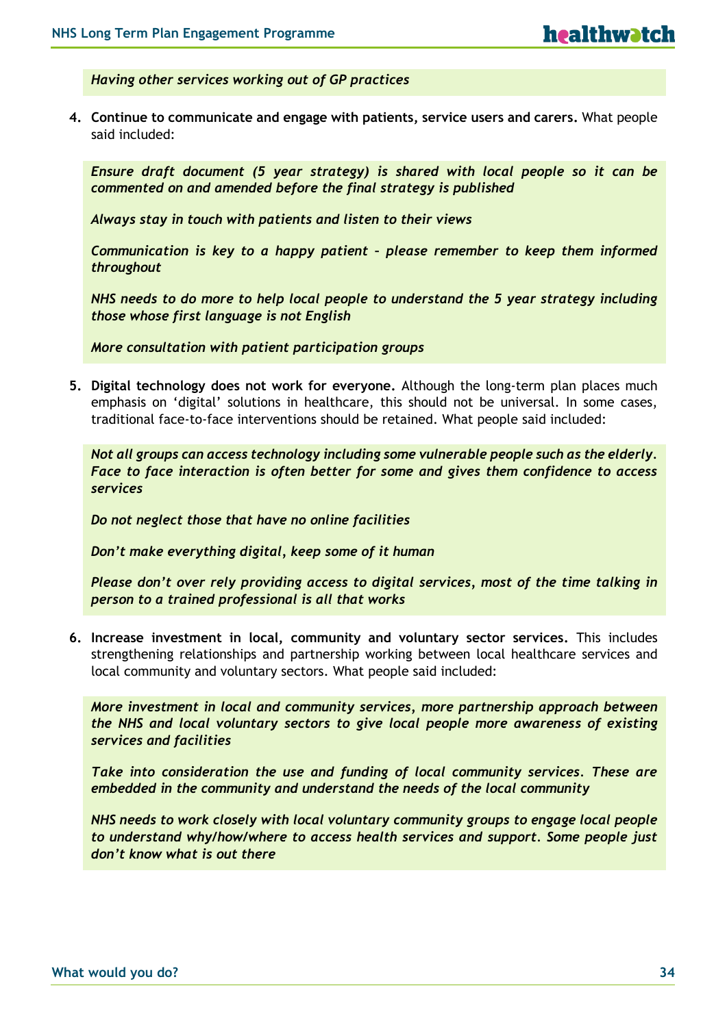*Having other services working out of GP practices*

4. **Continue to communicate and engage with patients, service users and carers.** What people said included:

*Ensure draft document (5 year strategy) is shared with local people so it can be commented on and amended before the final strategy is published*

*Always stay in touch with patients and listen to their views*

*Communication is key to a happy patient – please remember to keep them informed throughout*

*NHS needs to do more to help local people to understand the 5 year strategy including those whose first language is not English*

*More consultation with patient participation groups*

5. **Digital technology does not work for everyone.** Although the long-term plan places much emphasis on 'digital' solutions in healthcare, this should not be universal. In some cases, traditional face-to-face interventions should be retained. What people said included:

*Not all groups can access technology including some vulnerable people such as the elderly. Face to face interaction is often better for some and gives them confidence to access services*

*Do not neglect those that have no online facilities*

*Don't make everything digital, keep some of it human*

*Please don't over rely providing access to digital services, most of the time talking in person to a trained professional is all that works*

6. **Increase investment in local, community and voluntary sector services.** This includes strengthening relationships and partnership working between local healthcare services and local community and voluntary sectors. What people said included:

*More investment in local and community services, more partnership approach between the NHS and local voluntary sectors to give local people more awareness of existing services and facilities*

*Take into consideration the use and funding of local community services. These are embedded in the community and understand the needs of the local community*

*NHS needs to work closely with local voluntary community groups to engage local people to understand why/how/where to access health services and support. Some people just don't know what is out there*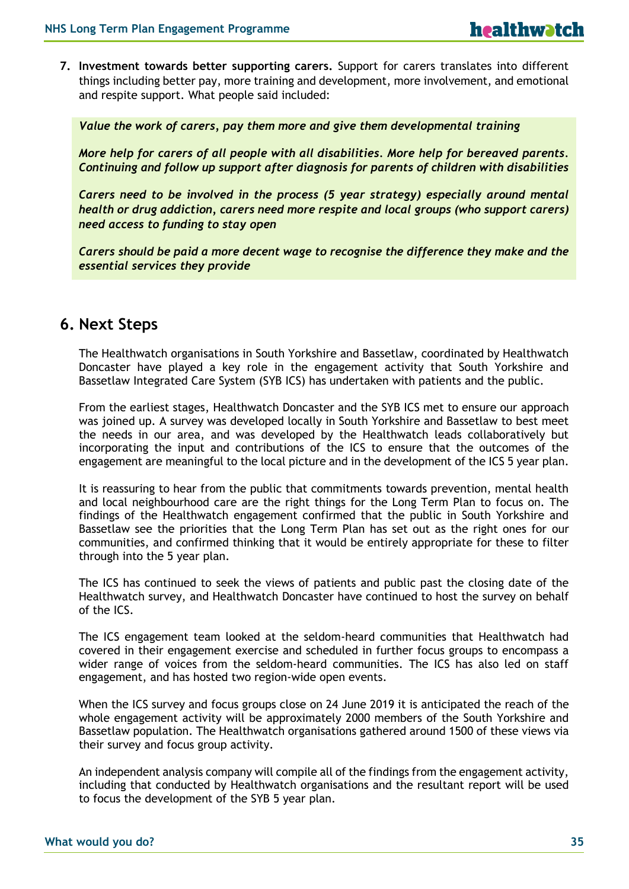7. **Investment towards better supporting carers.** Support for carers translates into different things including better pay, more training and development, more involvement, and emotional and respite support. What people said included:

> ***Value the work of carers, pay them more and give them developmental training***
>
> ***More help for carers of all people with all disabilities. More help for bereaved parents. Continuing and follow up support after diagnosis for parents of children with disabilities***
>
> ***Carers need to be involved in the process (5 year strategy) especially around mental health or drug addiction, carers need more respite and local groups (who support carers) need access to funding to stay open***
>
> ***Carers should be paid a more decent wage to recognise the difference they make and the essential services they provide***

## 6. Next Steps

The Healthwatch organisations in South Yorkshire and Bassetlaw, coordinated by Healthwatch Doncaster have played a key role in the engagement activity that South Yorkshire and Bassetlaw Integrated Care System (SYB ICS) has undertaken with patients and the public.

From the earliest stages, Healthwatch Doncaster and the SYB ICS met to ensure our approach was joined up. A survey was developed locally in South Yorkshire and Bassetlaw to best meet the needs in our area, and was developed by the Healthwatch leads collaboratively but incorporating the input and contributions of the ICS to ensure that the outcomes of the engagement are meaningful to the local picture and in the development of the ICS 5 year plan.

It is reassuring to hear from the public that commitments towards prevention, mental health and local neighbourhood care are the right things for the Long Term Plan to focus on. The findings of the Healthwatch engagement confirmed that the public in South Yorkshire and Bassetlaw see the priorities that the Long Term Plan has set out as the right ones for our communities, and confirmed thinking that it would be entirely appropriate for these to filter through into the 5 year plan.

The ICS has continued to seek the views of patients and public past the closing date of the Healthwatch survey, and Healthwatch Doncaster have continued to host the survey on behalf of the ICS.

The ICS engagement team looked at the seldom-heard communities that Healthwatch had covered in their engagement exercise and scheduled in further focus groups to encompass a wider range of voices from the seldom-heard communities. The ICS has also led on staff engagement, and has hosted two region-wide open events.

When the ICS survey and focus groups close on 24 June 2019 it is anticipated the reach of the whole engagement activity will be approximately 2000 members of the South Yorkshire and Bassetlaw population. The Healthwatch organisations gathered around 1500 of these views via their survey and focus group activity.

An independent analysis company will compile all of the findings from the engagement activity, including that conducted by Healthwatch organisations and the resultant report will be used to focus the development of the SYB 5 year plan.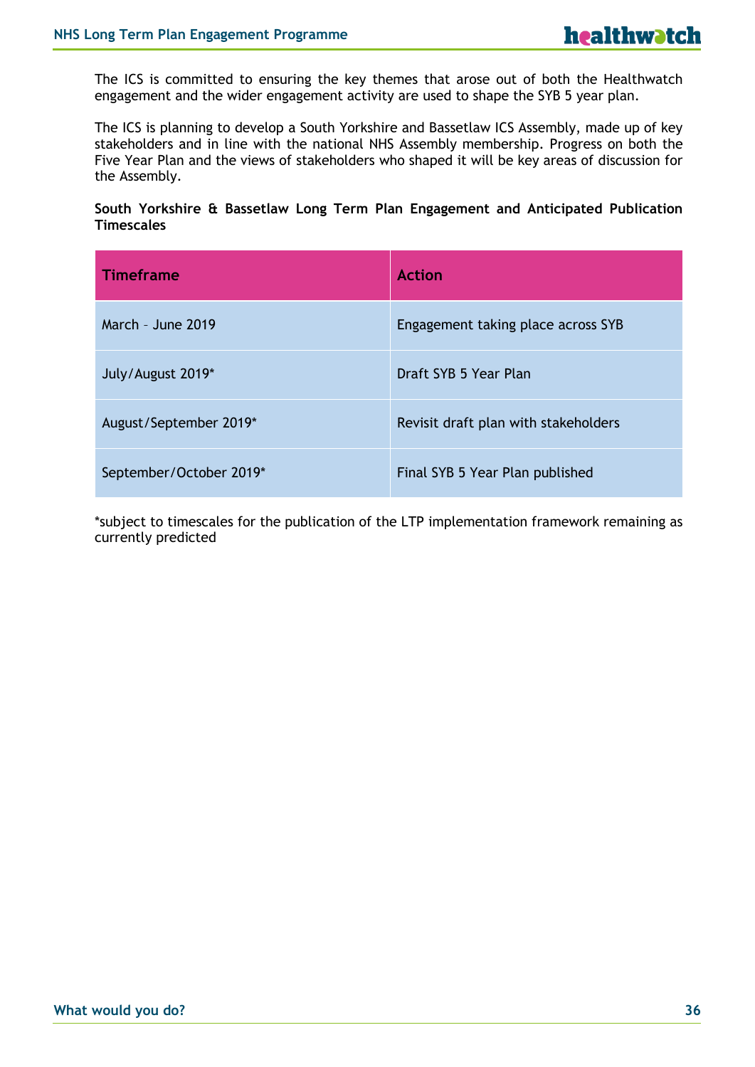The ICS is committed to ensuring the key themes that arose out of both the Healthwatch engagement and the wider engagement activity are used to shape the SYB 5 year plan.

The ICS is planning to develop a South Yorkshire and Bassetlaw ICS Assembly, made up of key stakeholders and in line with the national NHS Assembly membership. Progress on both the Five Year Plan and the views of stakeholders who shaped it will be key areas of discussion for the Assembly.

**South Yorkshire & Bassetlaw Long Term Plan Engagement and Anticipated Publication Timescales**

| Timeframe | Action |
|---|---|
| March – June 2019 | Engagement taking place across SYB |
| July/August 2019* | Draft SYB 5 Year Plan |
| August/September 2019* | Revisit draft plan with stakeholders |
| September/October 2019* | Final SYB 5 Year Plan published |

*subject to timescales for the publication of the LTP implementation framework remaining as currently predicted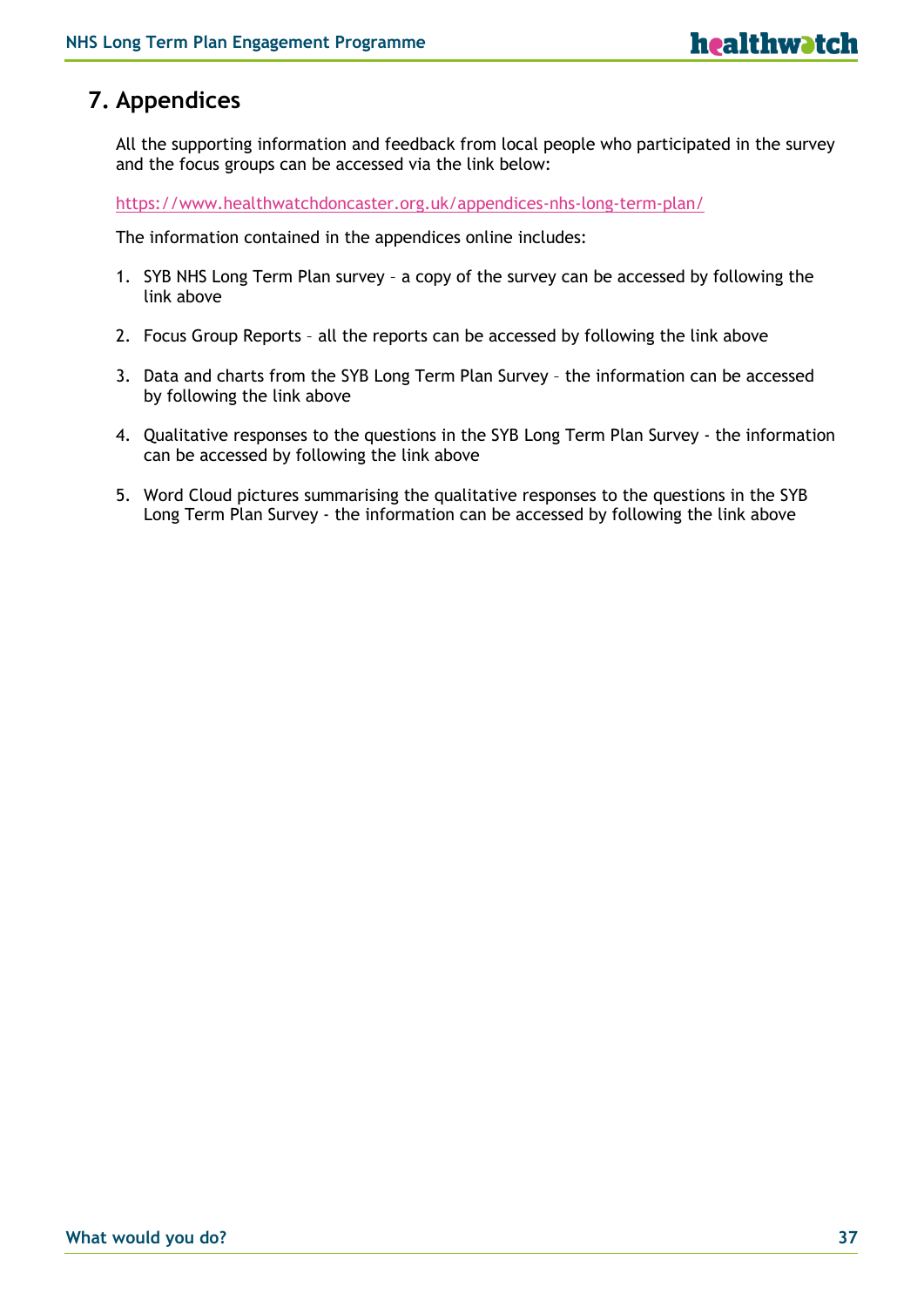## 7. Appendices

All the supporting information and feedback from local people who participated in the survey and the focus groups can be accessed via the link below:

https://www.healthwatchdoncaster.org.uk/appendices-nhs-long-term-plan/

The information contained in the appendices online includes:

1. SYB NHS Long Term Plan survey – a copy of the survey can be accessed by following the link above
2. Focus Group Reports – all the reports can be accessed by following the link above
3. Data and charts from the SYB Long Term Plan Survey – the information can be accessed by following the link above
4. Qualitative responses to the questions in the SYB Long Term Plan Survey - the information can be accessed by following the link above
5. Word Cloud pictures summarising the qualitative responses to the questions in the SYB Long Term Plan Survey - the information can be accessed by following the link above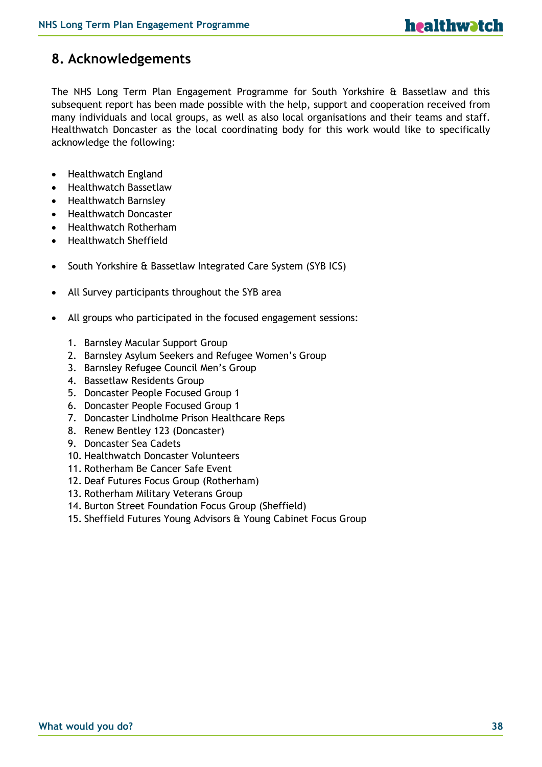## 8. Acknowledgements

The NHS Long Term Plan Engagement Programme for South Yorkshire & Bassetlaw and this subsequent report has been made possible with the help, support and cooperation received from many individuals and local groups, as well as also local organisations and their teams and staff. Healthwatch Doncaster as the local coordinating body for this work would like to specifically acknowledge the following:

- Healthwatch England
- Healthwatch Bassetlaw
- Healthwatch Barnsley
- Healthwatch Doncaster
- Healthwatch Rotherham
- Healthwatch Sheffield

- South Yorkshire & Bassetlaw Integrated Care System (SYB ICS)

- All Survey participants throughout the SYB area

- All groups who participated in the focused engagement sessions:

  1. Barnsley Macular Support Group
  2. Barnsley Asylum Seekers and Refugee Women's Group
  3. Barnsley Refugee Council Men's Group
  4. Bassetlaw Residents Group
  5. Doncaster People Focused Group 1
  6. Doncaster People Focused Group 1
  7. Doncaster Lindholme Prison Healthcare Reps
  8. Renew Bentley 123 (Doncaster)
  9. Doncaster Sea Cadets
  10. Healthwatch Doncaster Volunteers
  11. Rotherham Be Cancer Safe Event
  12. Deaf Futures Focus Group (Rotherham)
  13. Rotherham Military Veterans Group
  14. Burton Street Foundation Focus Group (Sheffield)
  15. Sheffield Futures Young Advisors & Young Cabinet Focus Group